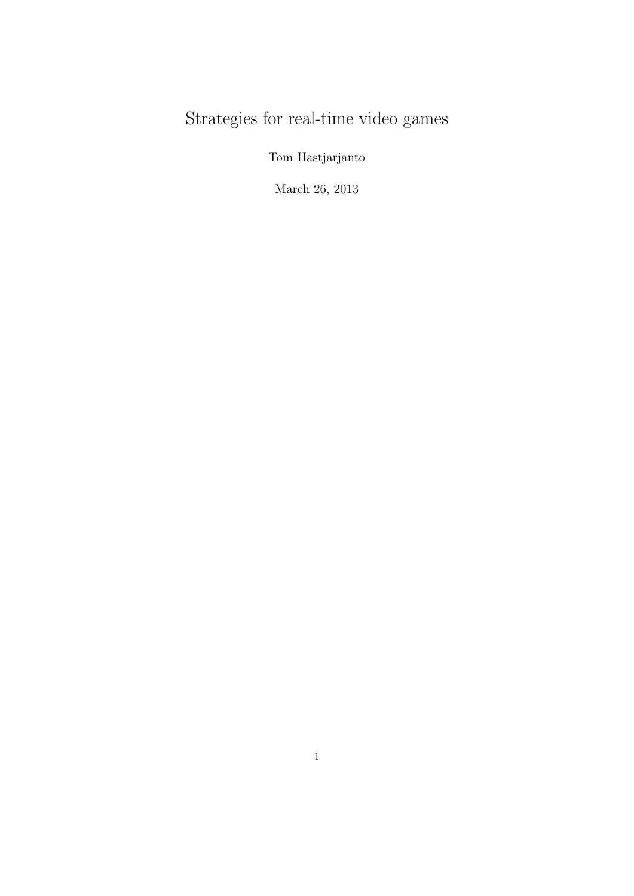# Strategies for real-time video games

Tom Hastjarjanto

March 26, 2013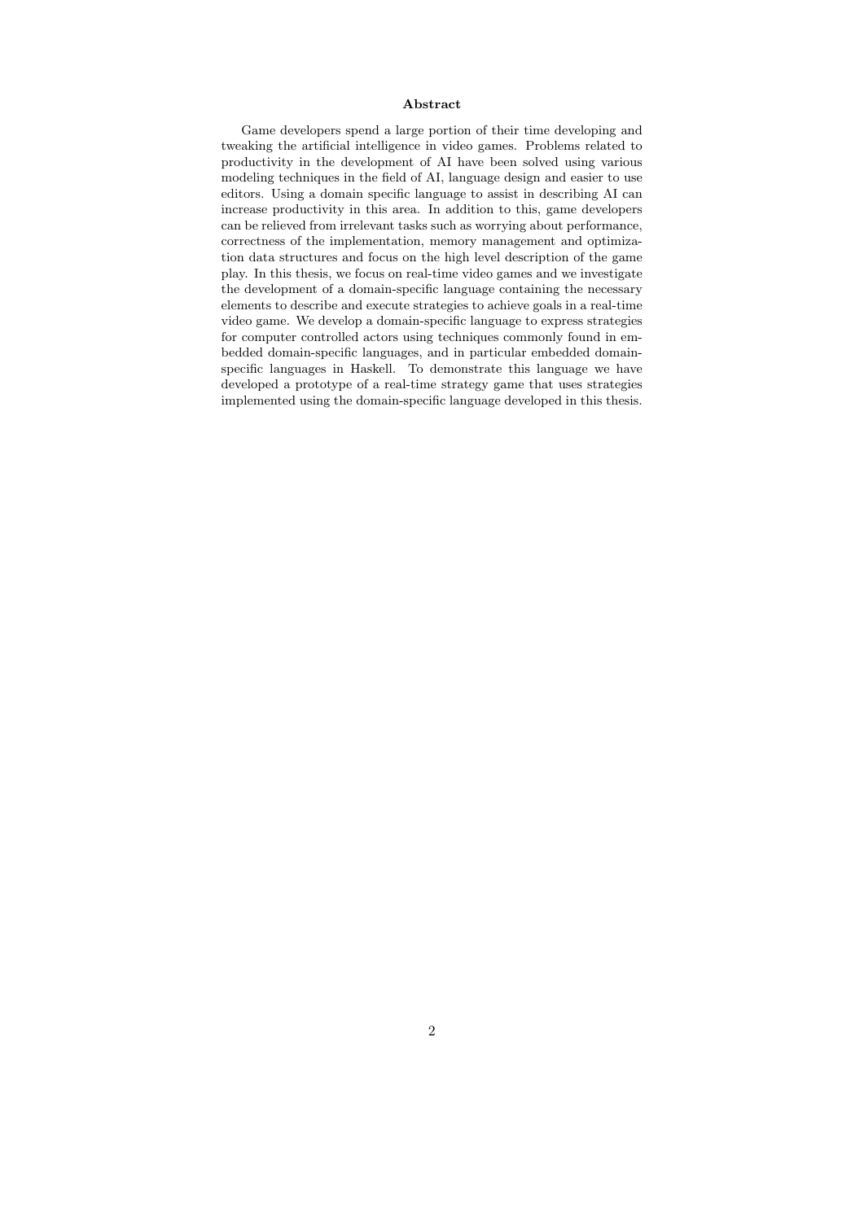## Abstract

Game developers spend a large portion of their time developing and tweaking the artificial intelligence in video games. Problems related to productivity in the development of AI have been solved using various modeling techniques in the field of AI, language design and easier to use editors. Using a domain specific language to assist in describing AI can increase productivity in this area. In addition to this, game developers can be relieved from irrelevant tasks such as worrying about performance, correctness of the implementation, memory management and optimization data structures and focus on the high level description of the game play. In this thesis, we focus on real-time video games and we investigate the development of a domain-specific language containing the necessary elements to describe and execute strategies to achieve goals in a real-time video game. We develop a domain-specific language to express strategies for computer controlled actors using techniques commonly found in embedded domain-specific languages, and in particular embedded domain-specific languages in Haskell. To demonstrate this language we have developed a prototype of a real-time strategy game that uses strategies implemented using the domain-specific language developed in this thesis.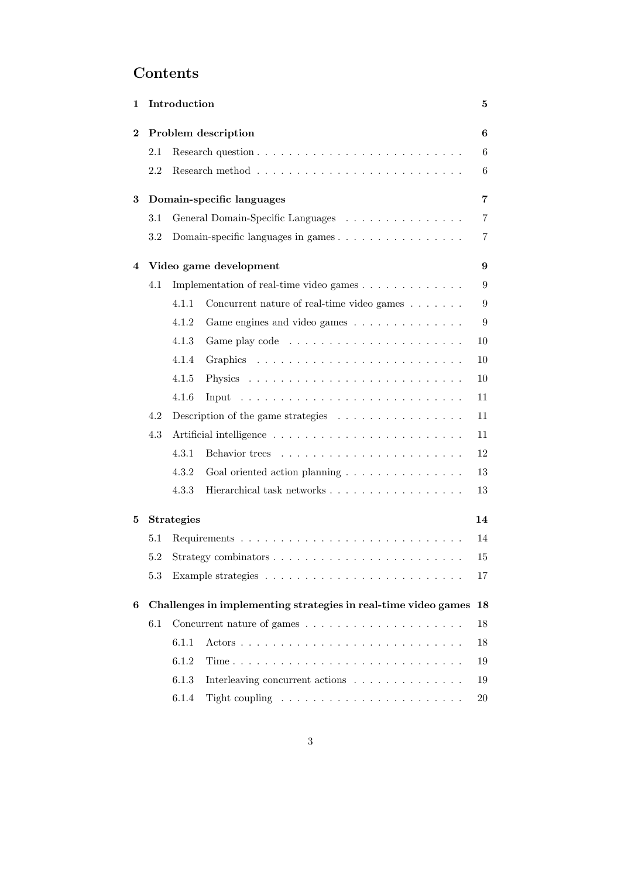# Contents

**1 Introduction** **5**

**2 Problem description** **6**

- 2.1 Research question . . . . . . . . . . . . . . . . . . . . . . . . . . 6
- 2.2 Research method . . . . . . . . . . . . . . . . . . . . . . . . . . 6

**3 Domain-specific languages** **7**

- 3.1 General Domain-Specific Languages . . . . . . . . . . . . . . . . 7
- 3.2 Domain-specific languages in games . . . . . . . . . . . . . . . . 7

**4 Video game development** **9**

- 4.1 Implementation of real-time video games . . . . . . . . . . . . . 9
  - 4.1.1 Concurrent nature of real-time video games . . . . . . . 9
  - 4.1.2 Game engines and video games . . . . . . . . . . . . . . 9
  - 4.1.3 Game play code . . . . . . . . . . . . . . . . . . . . . . 10
  - 4.1.4 Graphics . . . . . . . . . . . . . . . . . . . . . . . . . . 10
  - 4.1.5 Physics . . . . . . . . . . . . . . . . . . . . . . . . . . 10
  - 4.1.6 Input . . . . . . . . . . . . . . . . . . . . . . . . . . . 11
- 4.2 Description of the game strategies . . . . . . . . . . . . . . . . 11
- 4.3 Artificial intelligence . . . . . . . . . . . . . . . . . . . . . . . 11
  - 4.3.1 Behavior trees . . . . . . . . . . . . . . . . . . . . . . 12
  - 4.3.2 Goal oriented action planning . . . . . . . . . . . . . . . 13
  - 4.3.3 Hierarchical task networks . . . . . . . . . . . . . . . . . 13

**5 Strategies** **14**

- 5.1 Requirements . . . . . . . . . . . . . . . . . . . . . . . . . . . . 14
- 5.2 Strategy combinators . . . . . . . . . . . . . . . . . . . . . . . . 15
- 5.3 Example strategies . . . . . . . . . . . . . . . . . . . . . . . . . 17

**6 Challenges in implementing strategies in real-time video games** **18**

- 6.1 Concurrent nature of games . . . . . . . . . . . . . . . . . . . . 18
  - 6.1.1 Actors . . . . . . . . . . . . . . . . . . . . . . . . . . . 18
  - 6.1.2 Time . . . . . . . . . . . . . . . . . . . . . . . . . . . . 19
  - 6.1.3 Interleaving concurrent actions . . . . . . . . . . . . . . 19
  - 6.1.4 Tight coupling . . . . . . . . . . . . . . . . . . . . . . . 20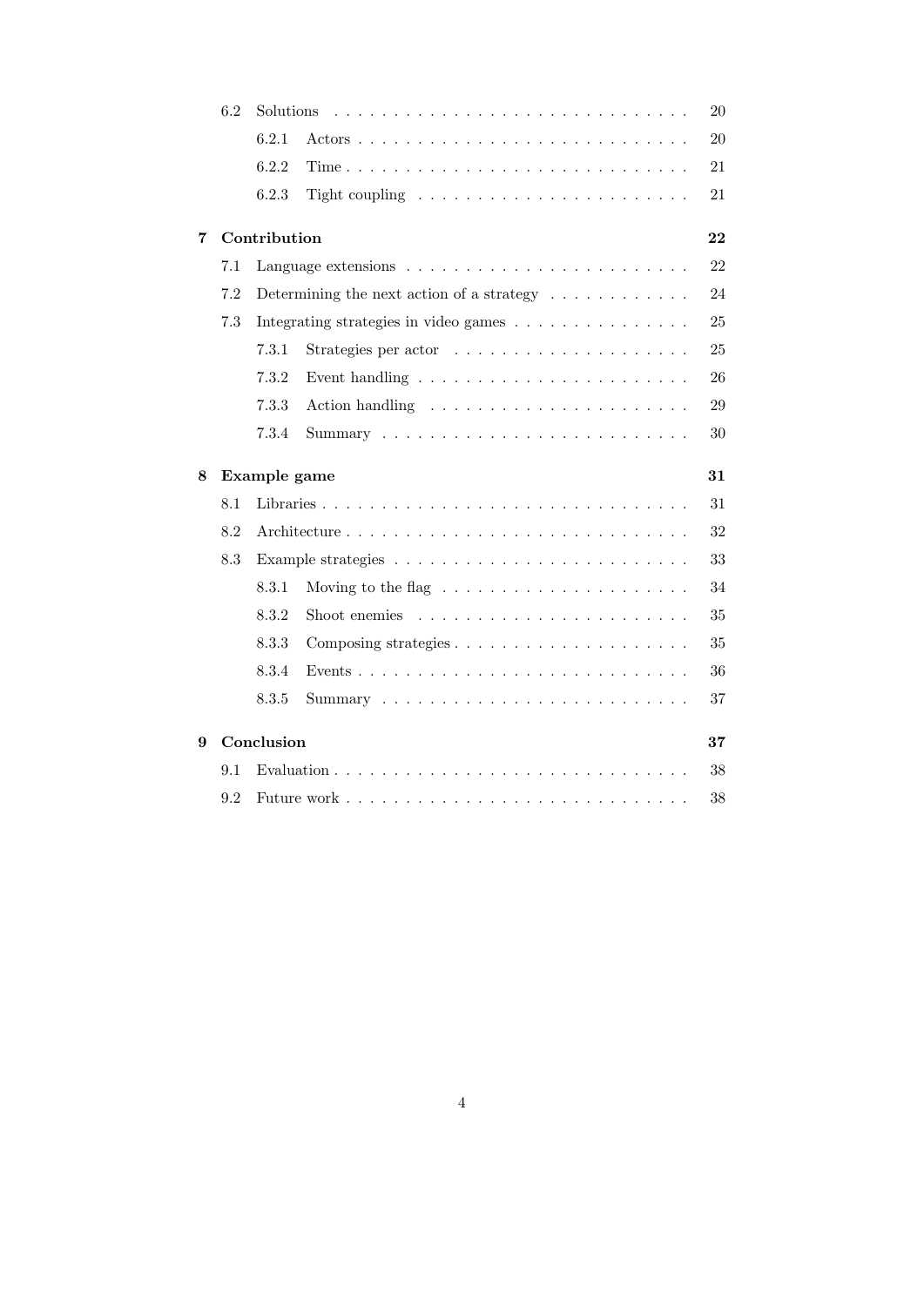- 6.2 Solutions ... 20
  - 6.2.1 Actors ... 20
  - 6.2.2 Time ... 21
  - 6.2.3 Tight coupling ... 21

**7 Contribution** ... **22**

- 7.1 Language extensions ... 22
- 7.2 Determining the next action of a strategy ... 24
- 7.3 Integrating strategies in video games ... 25
  - 7.3.1 Strategies per actor ... 25
  - 7.3.2 Event handling ... 26
  - 7.3.3 Action handling ... 29
  - 7.3.4 Summary ... 30

**8 Example game** ... **31**

- 8.1 Libraries ... 31
- 8.2 Architecture ... 32
- 8.3 Example strategies ... 33
  - 8.3.1 Moving to the flag ... 34
  - 8.3.2 Shoot enemies ... 35
  - 8.3.3 Composing strategies ... 35
  - 8.3.4 Events ... 36
  - 8.3.5 Summary ... 37

**9 Conclusion** ... **37**

- 9.1 Evaluation ... 38
- 9.2 Future work ... 38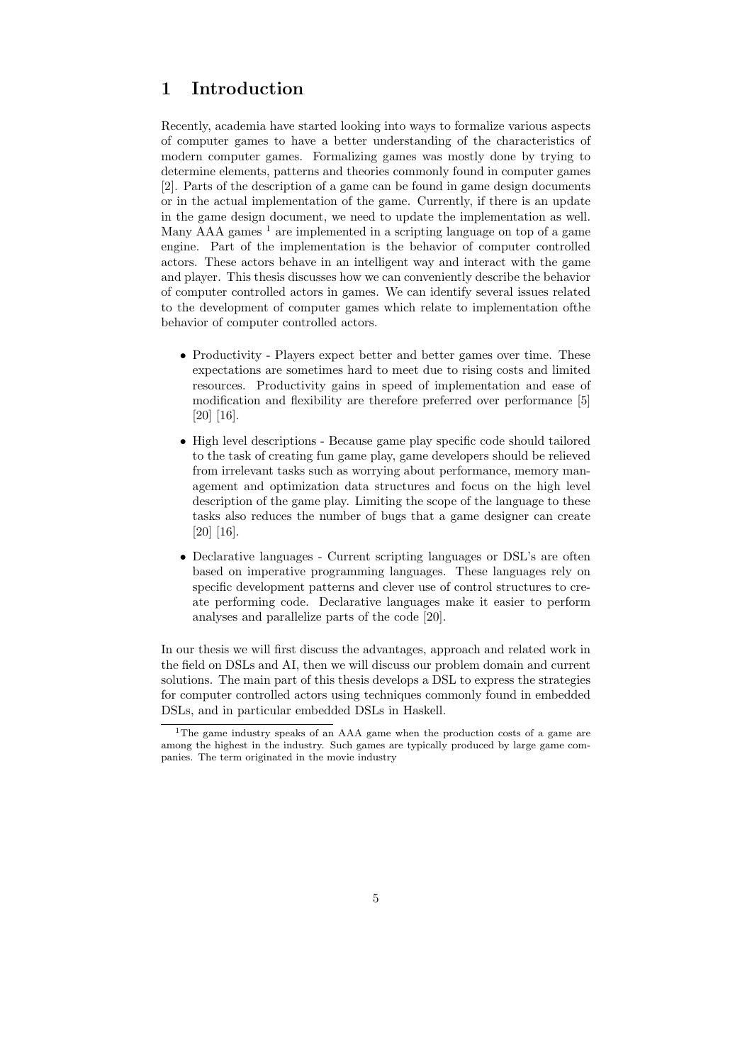# 1 Introduction

Recently, academia have started looking into ways to formalize various aspects of computer games to have a better understanding of the characteristics of modern computer games. Formalizing games was mostly done by trying to determine elements, patterns and theories commonly found in computer games [2]. Parts of the description of a game can be found in game design documents or in the actual implementation of the game. Currently, if there is an update in the game design document, we need to update the implementation as well. Many AAA games [1] are implemented in a scripting language on top of a game engine. Part of the implementation is the behavior of computer controlled actors. These actors behave in an intelligent way and interact with the game and player. This thesis discusses how we can conveniently describe the behavior of computer controlled actors in games. We can identify several issues related to the development of computer games which relate to implementation ofthe behavior of computer controlled actors.

- Productivity - Players expect better and better games over time. These expectations are sometimes hard to meet due to rising costs and limited resources. Productivity gains in speed of implementation and ease of modification and flexibility are therefore preferred over performance [5] [20] [16].
- High level descriptions - Because game play specific code should tailored to the task of creating fun game play, game developers should be relieved from irrelevant tasks such as worrying about performance, memory management and optimization data structures and focus on the high level description of the game play. Limiting the scope of the language to these tasks also reduces the number of bugs that a game designer can create [20] [16].
- Declarative languages - Current scripting languages or DSL's are often based on imperative programming languages. These languages rely on specific development patterns and clever use of control structures to create performing code. Declarative languages make it easier to perform analyses and parallelize parts of the code [20].

In our thesis we will first discuss the advantages, approach and related work in the field on DSLs and AI, then we will discuss our problem domain and current solutions. The main part of this thesis develops a DSL to express the strategies for computer controlled actors using techniques commonly found in embedded DSLs, and in particular embedded DSLs in Haskell.

[1] The game industry speaks of an AAA game when the production costs of a game are among the highest in the industry. Such games are typically produced by large game companies. The term originated in the movie industry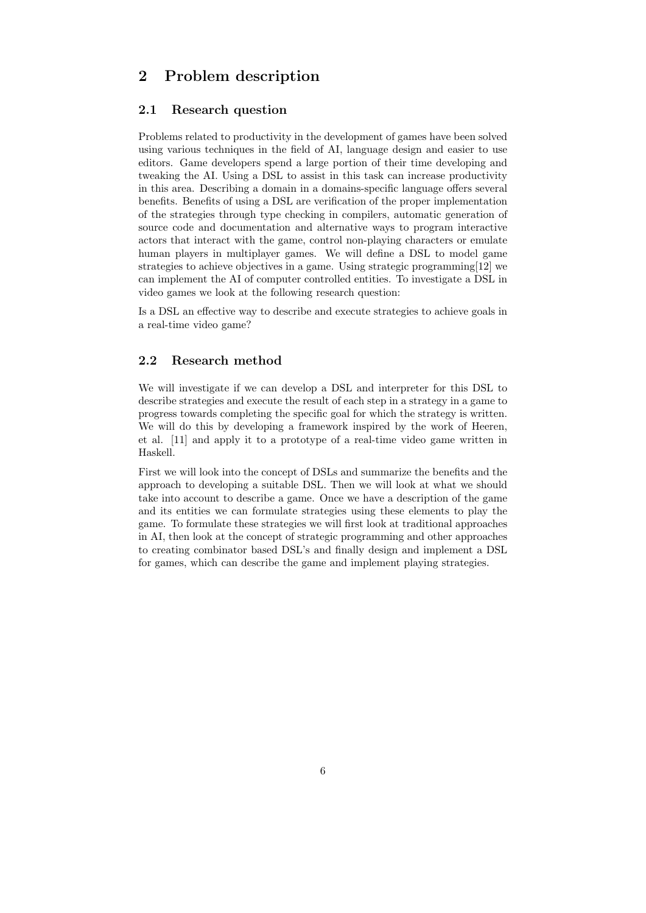# 2 Problem description

## 2.1 Research question

Problems related to productivity in the development of games have been solved using various techniques in the field of AI, language design and easier to use editors. Game developers spend a large portion of their time developing and tweaking the AI. Using a DSL to assist in this task can increase productivity in this area. Describing a domain in a domains-specific language offers several benefits. Benefits of using a DSL are verification of the proper implementation of the strategies through type checking in compilers, automatic generation of source code and documentation and alternative ways to program interactive actors that interact with the game, control non-playing characters or emulate human players in multiplayer games. We will define a DSL to model game strategies to achieve objectives in a game. Using strategic programming[12] we can implement the AI of computer controlled entities. To investigate a DSL in video games we look at the following research question:

Is a DSL an effective way to describe and execute strategies to achieve goals in a real-time video game?

## 2.2 Research method

We will investigate if we can develop a DSL and interpreter for this DSL to describe strategies and execute the result of each step in a strategy in a game to progress towards completing the specific goal for which the strategy is written. We will do this by developing a framework inspired by the work of Heeren, et al. [11] and apply it to a prototype of a real-time video game written in Haskell.

First we will look into the concept of DSLs and summarize the benefits and the approach to developing a suitable DSL. Then we will look at what we should take into account to describe a game. Once we have a description of the game and its entities we can formulate strategies using these elements to play the game. To formulate these strategies we will first look at traditional approaches in AI, then look at the concept of strategic programming and other approaches to creating combinator based DSL's and finally design and implement a DSL for games, which can describe the game and implement playing strategies.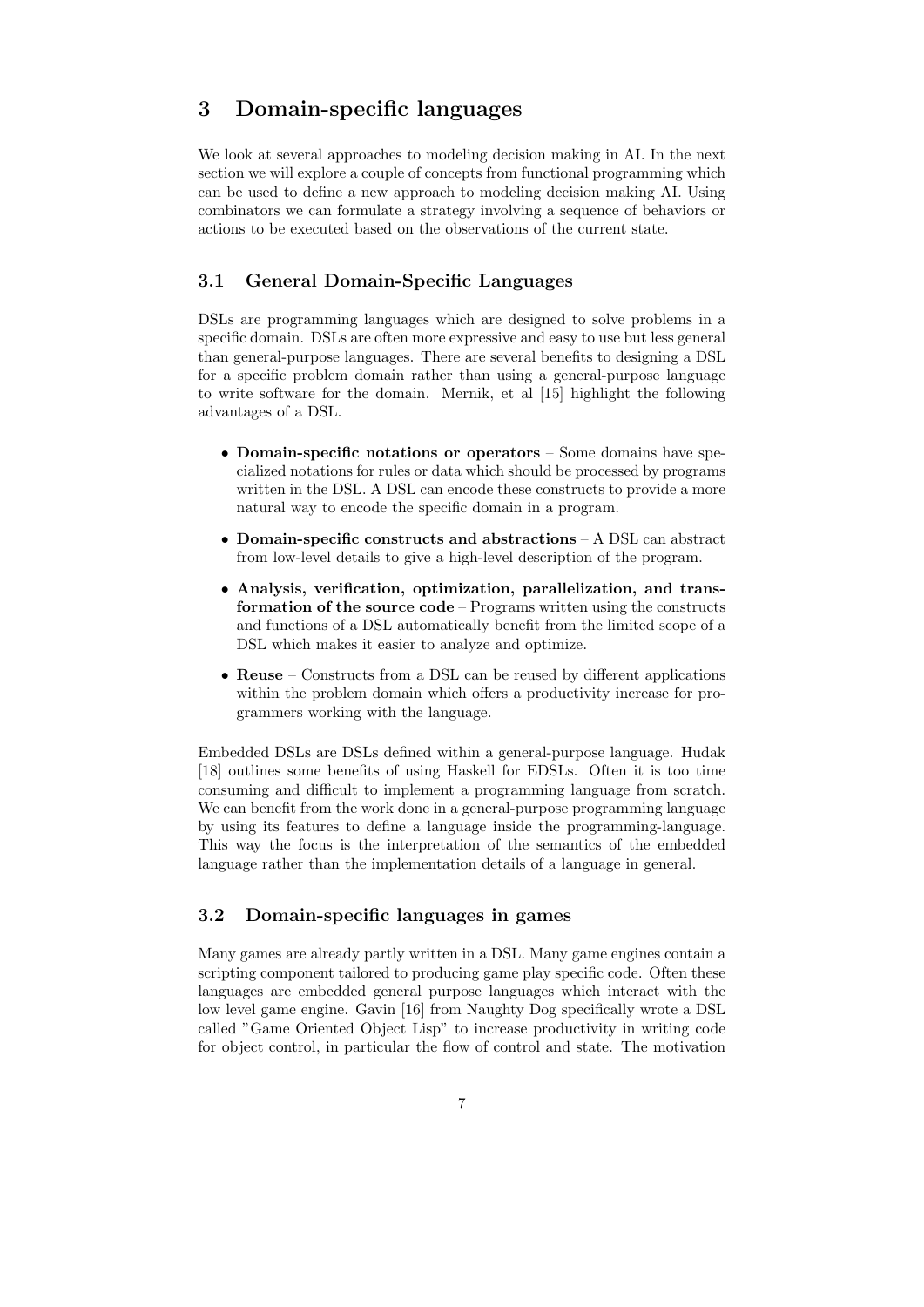## 3 Domain-specific languages

We look at several approaches to modeling decision making in AI. In the next section we will explore a couple of concepts from functional programming which can be used to define a new approach to modeling decision making AI. Using combinators we can formulate a strategy involving a sequence of behaviors or actions to be executed based on the observations of the current state.

### 3.1 General Domain-Specific Languages

DSLs are programming languages which are designed to solve problems in a specific domain. DSLs are often more expressive and easy to use but less general than general-purpose languages. There are several benefits to designing a DSL for a specific problem domain rather than using a general-purpose language to write software for the domain. Mernik, et al [15] highlight the following advantages of a DSL.

- **Domain-specific notations or operators** – Some domains have specialized notations for rules or data which should be processed by programs written in the DSL. A DSL can encode these constructs to provide a more natural way to encode the specific domain in a program.
- **Domain-specific constructs and abstractions** – A DSL can abstract from low-level details to give a high-level description of the program.
- **Analysis, verification, optimization, parallelization, and transformation of the source code** – Programs written using the constructs and functions of a DSL automatically benefit from the limited scope of a DSL which makes it easier to analyze and optimize.
- **Reuse** – Constructs from a DSL can be reused by different applications within the problem domain which offers a productivity increase for programmers working with the language.

Embedded DSLs are DSLs defined within a general-purpose language. Hudak [18] outlines some benefits of using Haskell for EDSLs. Often it is too time consuming and difficult to implement a programming language from scratch. We can benefit from the work done in a general-purpose programming language by using its features to define a language inside the programming-language. This way the focus is the interpretation of the semantics of the embedded language rather than the implementation details of a language in general.

### 3.2 Domain-specific languages in games

Many games are already partly written in a DSL. Many game engines contain a scripting component tailored to producing game play specific code. Often these languages are embedded general purpose languages which interact with the low level game engine. Gavin [16] from Naughty Dog specifically wrote a DSL called "Game Oriented Object Lisp" to increase productivity in writing code for object control, in particular the flow of control and state. The motivation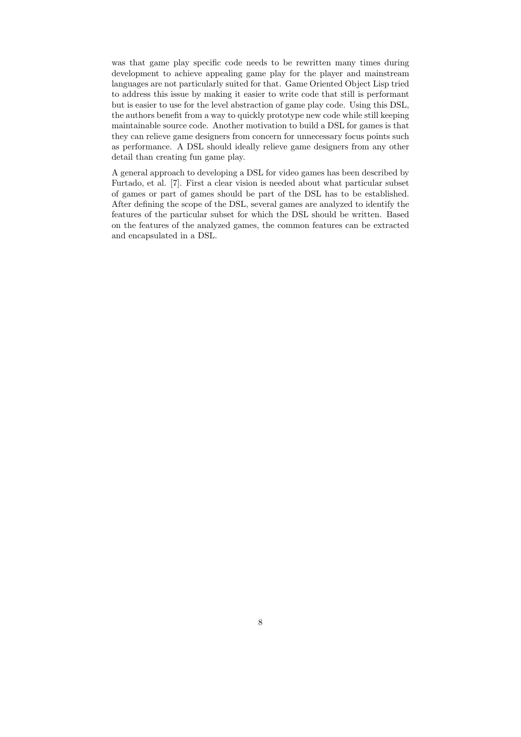was that game play specific code needs to be rewritten many times during development to achieve appealing game play for the player and mainstream languages are not particularly suited for that. Game Oriented Object Lisp tried to address this issue by making it easier to write code that still is performant but is easier to use for the level abstraction of game play code. Using this DSL, the authors benefit from a way to quickly prototype new code while still keeping maintainable source code. Another motivation to build a DSL for games is that they can relieve game designers from concern for unnecessary focus points such as performance. A DSL should ideally relieve game designers from any other detail than creating fun game play.

A general approach to developing a DSL for video games has been described by Furtado, et al. [7]. First a clear vision is needed about what particular subset of games or part of games should be part of the DSL has to be established. After defining the scope of the DSL, several games are analyzed to identify the features of the particular subset for which the DSL should be written. Based on the features of the analyzed games, the common features can be extracted and encapsulated in a DSL.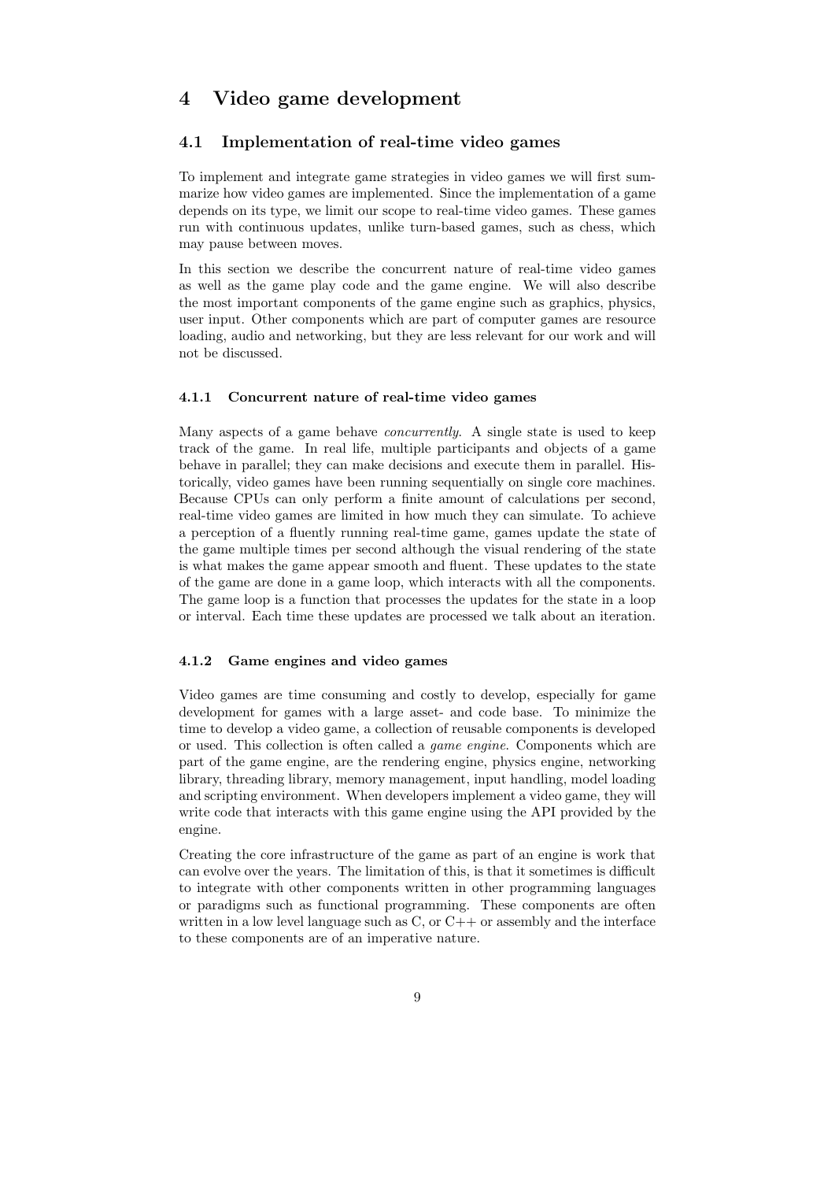# 4 Video game development

## 4.1 Implementation of real-time video games

To implement and integrate game strategies in video games we will first summarize how video games are implemented. Since the implementation of a game depends on its type, we limit our scope to real-time video games. These games run with continuous updates, unlike turn-based games, such as chess, which may pause between moves.

In this section we describe the concurrent nature of real-time video games as well as the game play code and the game engine. We will also describe the most important components of the game engine such as graphics, physics, user input. Other components which are part of computer games are resource loading, audio and networking, but they are less relevant for our work and will not be discussed.

### 4.1.1 Concurrent nature of real-time video games

Many aspects of a game behave *concurrently*. A single state is used to keep track of the game. In real life, multiple participants and objects of a game behave in parallel; they can make decisions and execute them in parallel. Historically, video games have been running sequentially on single core machines. Because CPUs can only perform a finite amount of calculations per second, real-time video games are limited in how much they can simulate. To achieve a perception of a fluently running real-time game, games update the state of the game multiple times per second although the visual rendering of the state is what makes the game appear smooth and fluent. These updates to the state of the game are done in a game loop, which interacts with all the components. The game loop is a function that processes the updates for the state in a loop or interval. Each time these updates are processed we talk about an iteration.

### 4.1.2 Game engines and video games

Video games are time consuming and costly to develop, especially for game development for games with a large asset- and code base. To minimize the time to develop a video game, a collection of reusable components is developed or used. This collection is often called a *game engine*. Components which are part of the game engine, are the rendering engine, physics engine, networking library, threading library, memory management, input handling, model loading and scripting environment. When developers implement a video game, they will write code that interacts with this game engine using the API provided by the engine.

Creating the core infrastructure of the game as part of an engine is work that can evolve over the years. The limitation of this, is that it sometimes is difficult to integrate with other components written in other programming languages or paradigms such as functional programming. These components are often written in a low level language such as C, or C++ or assembly and the interface to these components are of an imperative nature.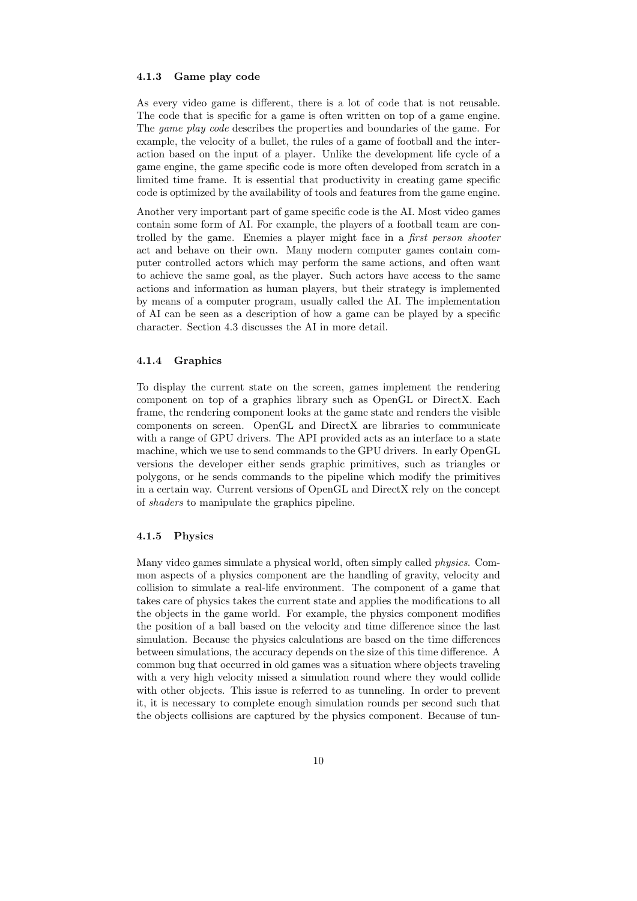### 4.1.3 Game play code

As every video game is different, there is a lot of code that is not reusable. The code that is specific for a game is often written on top of a game engine. The *game play code* describes the properties and boundaries of the game. For example, the velocity of a bullet, the rules of a game of football and the interaction based on the input of a player. Unlike the development life cycle of a game engine, the game specific code is more often developed from scratch in a limited time frame. It is essential that productivity in creating game specific code is optimized by the availability of tools and features from the game engine.

Another very important part of game specific code is the AI. Most video games contain some form of AI. For example, the players of a football team are controlled by the game. Enemies a player might face in a *first person shooter* act and behave on their own. Many modern computer games contain computer controlled actors which may perform the same actions, and often want to achieve the same goal, as the player. Such actors have access to the same actions and information as human players, but their strategy is implemented by means of a computer program, usually called the AI. The implementation of AI can be seen as a description of how a game can be played by a specific character. Section 4.3 discusses the AI in more detail.

### 4.1.4 Graphics

To display the current state on the screen, games implement the rendering component on top of a graphics library such as OpenGL or DirectX. Each frame, the rendering component looks at the game state and renders the visible components on screen. OpenGL and DirectX are libraries to communicate with a range of GPU drivers. The API provided acts as an interface to a state machine, which we use to send commands to the GPU drivers. In early OpenGL versions the developer either sends graphic primitives, such as triangles or polygons, or he sends commands to the pipeline which modify the primitives in a certain way. Current versions of OpenGL and DirectX rely on the concept of *shaders* to manipulate the graphics pipeline.

### 4.1.5 Physics

Many video games simulate a physical world, often simply called *physics*. Common aspects of a physics component are the handling of gravity, velocity and collision to simulate a real-life environment. The component of a game that takes care of physics takes the current state and applies the modifications to all the objects in the game world. For example, the physics component modifies the position of a ball based on the velocity and time difference since the last simulation. Because the physics calculations are based on the time differences between simulations, the accuracy depends on the size of this time difference. A common bug that occurred in old games was a situation where objects traveling with a very high velocity missed a simulation round where they would collide with other objects. This issue is referred to as tunneling. In order to prevent it, it is necessary to complete enough simulation rounds per second such that the objects collisions are captured by the physics component. Because of tun-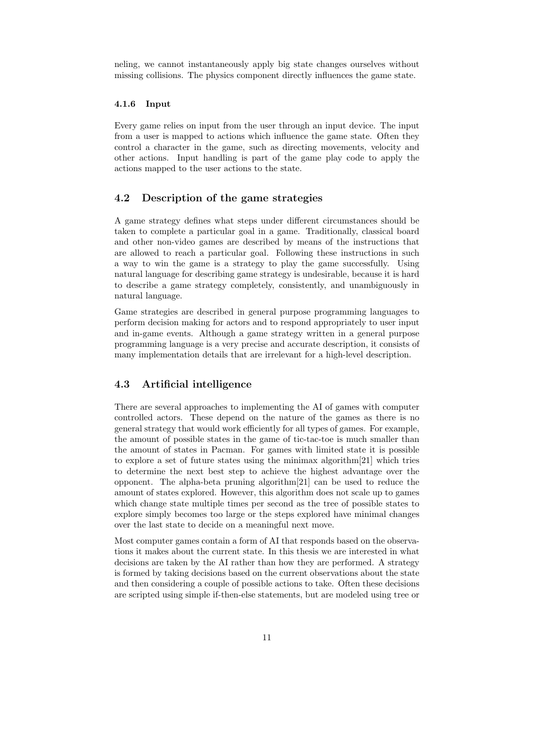neling, we cannot instantaneously apply big state changes ourselves without missing collisions. The physics component directly influences the game state.

#### 4.1.6 Input

Every game relies on input from the user through an input device. The input from a user is mapped to actions which influence the game state. Often they control a character in the game, such as directing movements, velocity and other actions. Input handling is part of the game play code to apply the actions mapped to the user actions to the state.

### 4.2 Description of the game strategies

A game strategy defines what steps under different circumstances should be taken to complete a particular goal in a game. Traditionally, classical board and other non-video games are described by means of the instructions that are allowed to reach a particular goal. Following these instructions in such a way to win the game is a strategy to play the game successfully. Using natural language for describing game strategy is undesirable, because it is hard to describe a game strategy completely, consistently, and unambiguously in natural language.

Game strategies are described in general purpose programming languages to perform decision making for actors and to respond appropriately to user input and in-game events. Although a game strategy written in a general purpose programming language is a very precise and accurate description, it consists of many implementation details that are irrelevant for a high-level description.

### 4.3 Artificial intelligence

There are several approaches to implementing the AI of games with computer controlled actors. These depend on the nature of the games as there is no general strategy that would work efficiently for all types of games. For example, the amount of possible states in the game of tic-tac-toe is much smaller than the amount of states in Pacman. For games with limited state it is possible to explore a set of future states using the minimax algorithm[21] which tries to determine the next best step to achieve the highest advantage over the opponent. The alpha-beta pruning algorithm[21] can be used to reduce the amount of states explored. However, this algorithm does not scale up to games which change state multiple times per second as the tree of possible states to explore simply becomes too large or the steps explored have minimal changes over the last state to decide on a meaningful next move.

Most computer games contain a form of AI that responds based on the observations it makes about the current state. In this thesis we are interested in what decisions are taken by the AI rather than how they are performed. A strategy is formed by taking decisions based on the current observations about the state and then considering a couple of possible actions to take. Often these decisions are scripted using simple if-then-else statements, but are modeled using tree or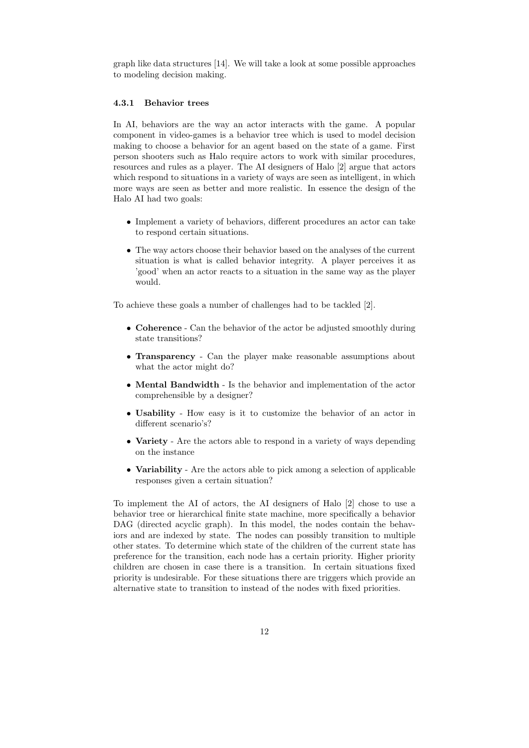graph like data structures [14]. We will take a look at some possible approaches to modeling decision making.

### 4.3.1 Behavior trees

In AI, behaviors are the way an actor interacts with the game. A popular component in video-games is a behavior tree which is used to model decision making to choose a behavior for an agent based on the state of a game. First person shooters such as Halo require actors to work with similar procedures, resources and rules as a player. The AI designers of Halo [2] argue that actors which respond to situations in a variety of ways are seen as intelligent, in which more ways are seen as better and more realistic. In essence the design of the Halo AI had two goals:

- Implement a variety of behaviors, different procedures an actor can take to respond certain situations.
- The way actors choose their behavior based on the analyses of the current situation is what is called behavior integrity. A player perceives it as 'good' when an actor reacts to a situation in the same way as the player would.

To achieve these goals a number of challenges had to be tackled [2].

- **Coherence** - Can the behavior of the actor be adjusted smoothly during state transitions?
- **Transparency** - Can the player make reasonable assumptions about what the actor might do?
- **Mental Bandwidth** - Is the behavior and implementation of the actor comprehensible by a designer?
- **Usability** - How easy is it to customize the behavior of an actor in different scenario's?
- **Variety** - Are the actors able to respond in a variety of ways depending on the instance
- **Variability** - Are the actors able to pick among a selection of applicable responses given a certain situation?

To implement the AI of actors, the AI designers of Halo [2] chose to use a behavior tree or hierarchical finite state machine, more specifically a behavior DAG (directed acyclic graph). In this model, the nodes contain the behaviors and are indexed by state. The nodes can possibly transition to multiple other states. To determine which state of the children of the current state has preference for the transition, each node has a certain priority. Higher priority children are chosen in case there is a transition. In certain situations fixed priority is undesirable. For these situations there are triggers which provide an alternative state to transition to instead of the nodes with fixed priorities.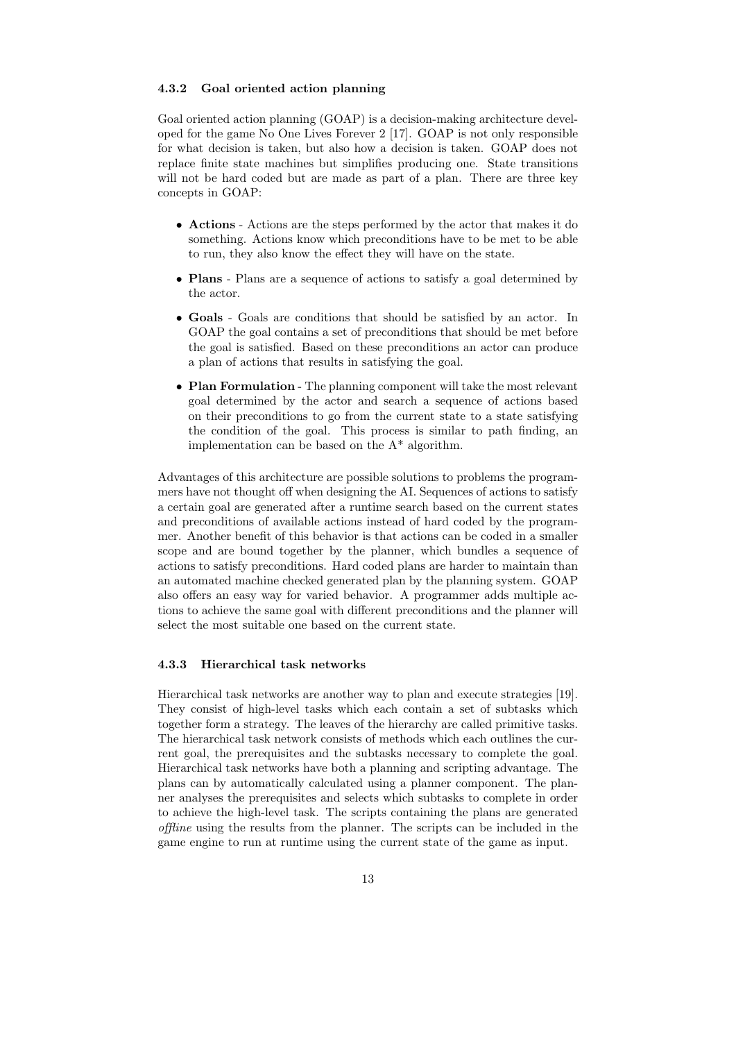#### 4.3.2 Goal oriented action planning

Goal oriented action planning (GOAP) is a decision-making architecture developed for the game No One Lives Forever 2 [17]. GOAP is not only responsible for what decision is taken, but also how a decision is taken. GOAP does not replace finite state machines but simplifies producing one. State transitions will not be hard coded but are made as part of a plan. There are three key concepts in GOAP:

- **Actions** - Actions are the steps performed by the actor that makes it do something. Actions know which preconditions have to be met to be able to run, they also know the effect they will have on the state.
- **Plans** - Plans are a sequence of actions to satisfy a goal determined by the actor.
- **Goals** - Goals are conditions that should be satisfied by an actor. In GOAP the goal contains a set of preconditions that should be met before the goal is satisfied. Based on these preconditions an actor can produce a plan of actions that results in satisfying the goal.
- **Plan Formulation** - The planning component will take the most relevant goal determined by the actor and search a sequence of actions based on their preconditions to go from the current state to a state satisfying the condition of the goal. This process is similar to path finding, an implementation can be based on the A* algorithm.

Advantages of this architecture are possible solutions to problems the programmers have not thought off when designing the AI. Sequences of actions to satisfy a certain goal are generated after a runtime search based on the current states and preconditions of available actions instead of hard coded by the programmer. Another benefit of this behavior is that actions can be coded in a smaller scope and are bound together by the planner, which bundles a sequence of actions to satisfy preconditions. Hard coded plans are harder to maintain than an automated machine checked generated plan by the planning system. GOAP also offers an easy way for varied behavior. A programmer adds multiple actions to achieve the same goal with different preconditions and the planner will select the most suitable one based on the current state.

#### 4.3.3 Hierarchical task networks

Hierarchical task networks are another way to plan and execute strategies [19]. They consist of high-level tasks which each contain a set of subtasks which together form a strategy. The leaves of the hierarchy are called primitive tasks. The hierarchical task network consists of methods which each outlines the current goal, the prerequisites and the subtasks necessary to complete the goal. Hierarchical task networks have both a planning and scripting advantage. The plans can by automatically calculated using a planner component. The planner analyses the prerequisites and selects which subtasks to complete in order to achieve the high-level task. The scripts containing the plans are generated *offline* using the results from the planner. The scripts can be included in the game engine to run at runtime using the current state of the game as input.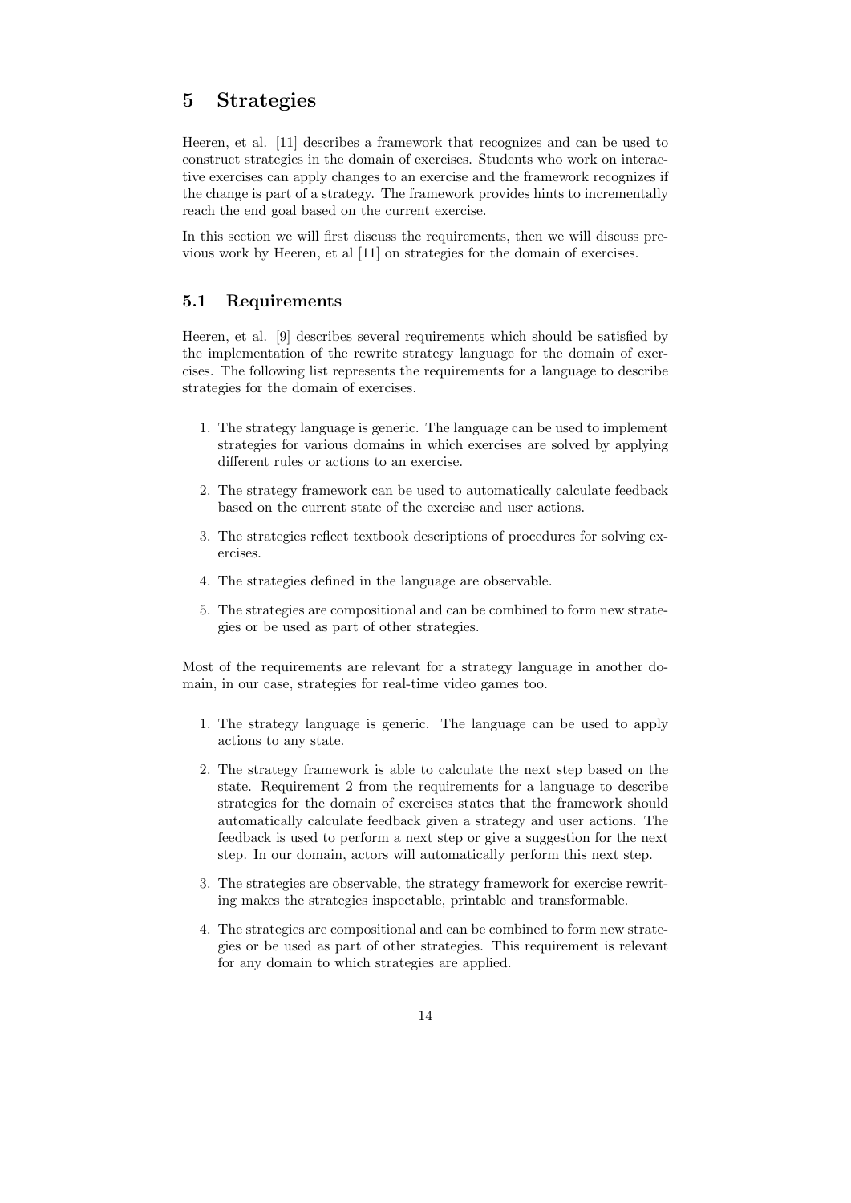# 5 Strategies

Heeren, et al. [11] describes a framework that recognizes and can be used to construct strategies in the domain of exercises. Students who work on interactive exercises can apply changes to an exercise and the framework recognizes if the change is part of a strategy. The framework provides hints to incrementally reach the end goal based on the current exercise.

In this section we will first discuss the requirements, then we will discuss previous work by Heeren, et al [11] on strategies for the domain of exercises.

## 5.1 Requirements

Heeren, et al. [9] describes several requirements which should be satisfied by the implementation of the rewrite strategy language for the domain of exercises. The following list represents the requirements for a language to describe strategies for the domain of exercises.

1. The strategy language is generic. The language can be used to implement strategies for various domains in which exercises are solved by applying different rules or actions to an exercise.
2. The strategy framework can be used to automatically calculate feedback based on the current state of the exercise and user actions.
3. The strategies reflect textbook descriptions of procedures for solving exercises.
4. The strategies defined in the language are observable.
5. The strategies are compositional and can be combined to form new strategies or be used as part of other strategies.

Most of the requirements are relevant for a strategy language in another domain, in our case, strategies for real-time video games too.

1. The strategy language is generic. The language can be used to apply actions to any state.
2. The strategy framework is able to calculate the next step based on the state. Requirement 2 from the requirements for a language to describe strategies for the domain of exercises states that the framework should automatically calculate feedback given a strategy and user actions. The feedback is used to perform a next step or give a suggestion for the next step. In our domain, actors will automatically perform this next step.
3. The strategies are observable, the strategy framework for exercise rewriting makes the strategies inspectable, printable and transformable.
4. The strategies are compositional and can be combined to form new strategies or be used as part of other strategies. This requirement is relevant for any domain to which strategies are applied.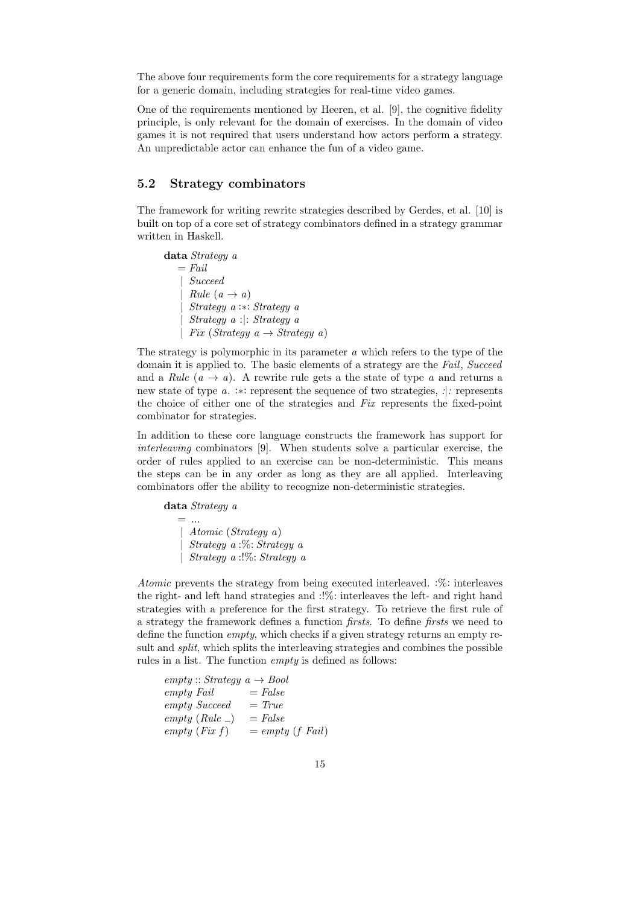The above four requirements form the core requirements for a strategy language for a generic domain, including strategies for real-time video games.

One of the requirements mentioned by Heeren, et al. [9], the cognitive fidelity principle, is only relevant for the domain of exercises. In the domain of video games it is not required that users understand how actors perform a strategy. An unpredictable actor can enhance the fun of a video game.

## 5.2 Strategy combinators

The framework for writing rewrite strategies described by Gerdes, et al. [10] is built on top of a core set of strategy combinators defined in a strategy grammar written in Haskell.

```
data Strategy a
  = Fail
  | Succeed
  | Rule (a → a)
  | Strategy a :*: Strategy a
  | Strategy a :|: Strategy a
  | Fix (Strategy a → Strategy a)
```

The strategy is polymorphic in its parameter *a* which refers to the type of the domain it is applied to. The basic elements of a strategy are the *Fail*, *Succeed* and a *Rule* $(a \to a)$. A rewrite rule gets a the state of type *a* and returns a new state of type *a*. :∗: represent the sequence of two strategies, *:|:* represents the choice of either one of the strategies and *Fix* represents the fixed-point combinator for strategies.

In addition to these core language constructs the framework has support for *interleaving* combinators [9]. When students solve a particular exercise, the order of rules applied to an exercise can be non-deterministic. This means the steps can be in any order as long as they are all applied. Interleaving combinators offer the ability to recognize non-deterministic strategies.

```
data Strategy a
  = ...
  | Atomic (Strategy a)
  | Strategy a :%: Strategy a
  | Strategy a :!%: Strategy a
```

*Atomic* prevents the strategy from being executed interleaved. :%: interleaves the right- and left hand strategies and :!%: interleaves the left- and right hand strategies with a preference for the first strategy. To retrieve the first rule of a strategy the framework defines a function *firsts*. To define *firsts* we need to define the function *empty*, which checks if a given strategy returns an empty result and *split*, which splits the interleaving strategies and combines the possible rules in a list. The function *empty* is defined as follows:

```
empty :: Strategy a → Bool
empty Fail       = False
empty Succeed    = True
empty (Rule _)   = False
empty (Fix f)    = empty (f Fail)
```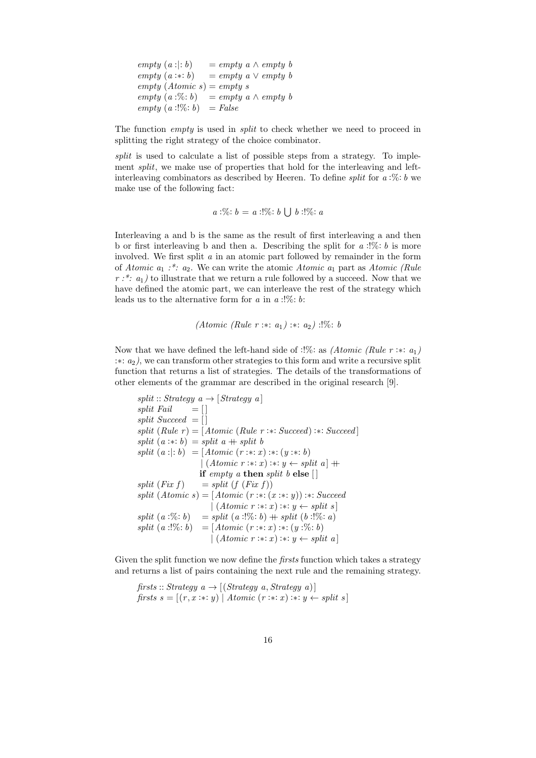```
empty (a :|: b)    = empty a ∧ empty b
empty (a :*: b)    = empty a ∨ empty b
empty (Atomic s) = empty s
empty (a :%: b)   = empty a ∧ empty b
empty (a :!%: b)  = False
```

The function *empty* is used in *split* to check whether we need to proceed in splitting the right strategy of the choice combinator.

*split* is used to calculate a list of possible steps from a strategy. To implement *split*, we make use of properties that hold for the interleaving and left-interleaving combinators as described by Heeren. To define *split* for $a$ :%: $b$ we make use of the following fact:

$$a :\%: b = a :!\%: b \bigcup b :!\%: a$$

Interleaving a and b is the same as the result of first interleaving a and then b or first interleaving b and then a. Describing the split for $a$ :!%: $b$ is more involved. We first split $a$ in an atomic part followed by remainder in the form of *Atomic* $a_1$ *:\*:* $a_2$. We can write the atomic *Atomic* $a_1$ part as *Atomic (Rule r :\*:* $a_1$*)* to illustrate that we return a rule followed by a succeed. Now that we have defined the atomic part, we can interleave the rest of the strategy which leads us to the alternative form for $a$ in $a$ :!%: $b$:

$$(Atomic\ (Rule\ r :*: a_1) :*: a_2) :!\%: b$$

Now that we have defined the left-hand side of :!%: as *(Atomic (Rule r :\*:* $a_1$*) :\*:* $a_2$*)*, we can transform other strategies to this form and write a recursive split function that returns a list of strategies. The details of the transformations of other elements of the grammar are described in the original research [9].

```
split :: Strategy a → [Strategy a]
split Fail      = []
split Succeed  = []
split (Rule r) = [Atomic (Rule r :*: Succeed) :*: Succeed]
split (a :*: b)  = split a ++ split b
split (a :|: b)  = [Atomic (r :*: x) :*: (y :*: b)
                    | (Atomic r :*: x) :*: y ← split a] ++
                   if empty a then split b else []
split (Fix f)     = split (f (Fix f))
split (Atomic s) = [Atomic (r :*: (x :*: y)) :*: Succeed
                    | (Atomic r :*: x) :*: y ← split s]
split (a :%: b)   = split (a :!%: b) ++ split (b :!%: a)
split (a :!%: b)  = [Atomic (r :*: x) :*: (y :%: b)
                    | (Atomic r :*: x) :*: y ← split a]
```

Given the split function we now define the *firsts* function which takes a strategy and returns a list of pairs containing the next rule and the remaining strategy.

```
firsts :: Strategy a → [(Strategy a, Strategy a)]
firsts s = [(r, x :*: y) | Atomic (r :*: x) :*: y ← split s]
```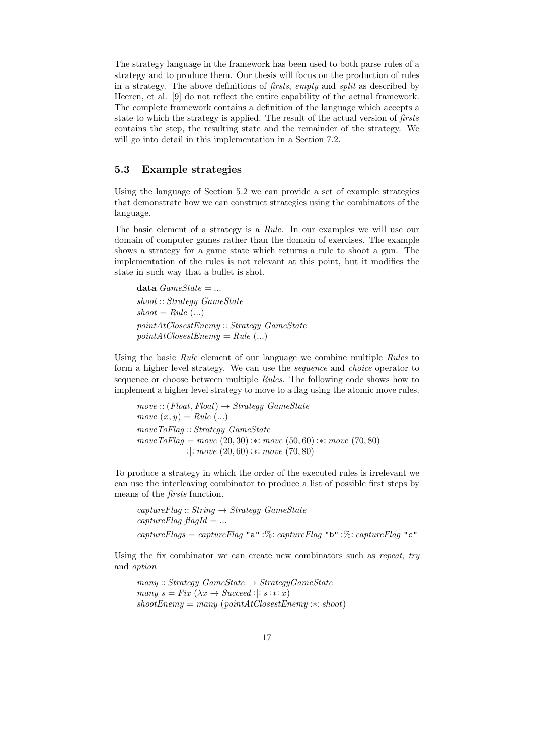The strategy language in the framework has been used to both parse rules of a strategy and to produce them. Our thesis will focus on the production of rules in a strategy. The above definitions of *firsts*, *empty* and *split* as described by Heeren, et al. [9] do not reflect the entire capability of the actual framework. The complete framework contains a definition of the language which accepts a state to which the strategy is applied. The result of the actual version of *firsts* contains the step, the resulting state and the remainder of the strategy. We will go into detail in this implementation in a Section 7.2.

## 5.3 Example strategies

Using the language of Section 5.2 we can provide a set of example strategies that demonstrate how we can construct strategies using the combinators of the language.

The basic element of a strategy is a *Rule*. In our examples we will use our domain of computer games rather than the domain of exercises. The example shows a strategy for a game state which returns a rule to shoot a gun. The implementation of the rules is not relevant at this point, but it modifies the state in such way that a bullet is shot.

```
data GameState = ...
shoot :: Strategy GameState
shoot = Rule (...)
pointAtClosestEnemy :: Strategy GameState
pointAtClosestEnemy = Rule (...)
```

Using the basic *Rule* element of our language we combine multiple *Rules* to form a higher level strategy. We can use the *sequence* and *choice* operator to sequence or choose between multiple *Rules*. The following code shows how to implement a higher level strategy to move to a flag using the atomic move rules.

```
move :: (Float, Float) → Strategy GameState
move (x, y) = Rule (...)
moveToFlag :: Strategy GameState
moveToFlag = move (20, 30) :*: move (50, 60) :*: move (70, 80)
             :|: move (20, 60) :*: move (70, 80)
```

To produce a strategy in which the order of the executed rules is irrelevant we can use the interleaving combinator to produce a list of possible first steps by means of the *firsts* function.

```
captureFlag :: String → Strategy GameState
captureFlag flagId = ...
captureFlags = captureFlag "a" :%: captureFlag "b" :%: captureFlag "c"
```

Using the fix combinator we can create new combinators such as *repeat*, *try* and *option*

```
many :: Strategy GameState → StrategyGameState
many s = Fix (λx → Succeed :|: s :*: x)
shootEnemy = many (pointAtClosestEnemy :*: shoot)
```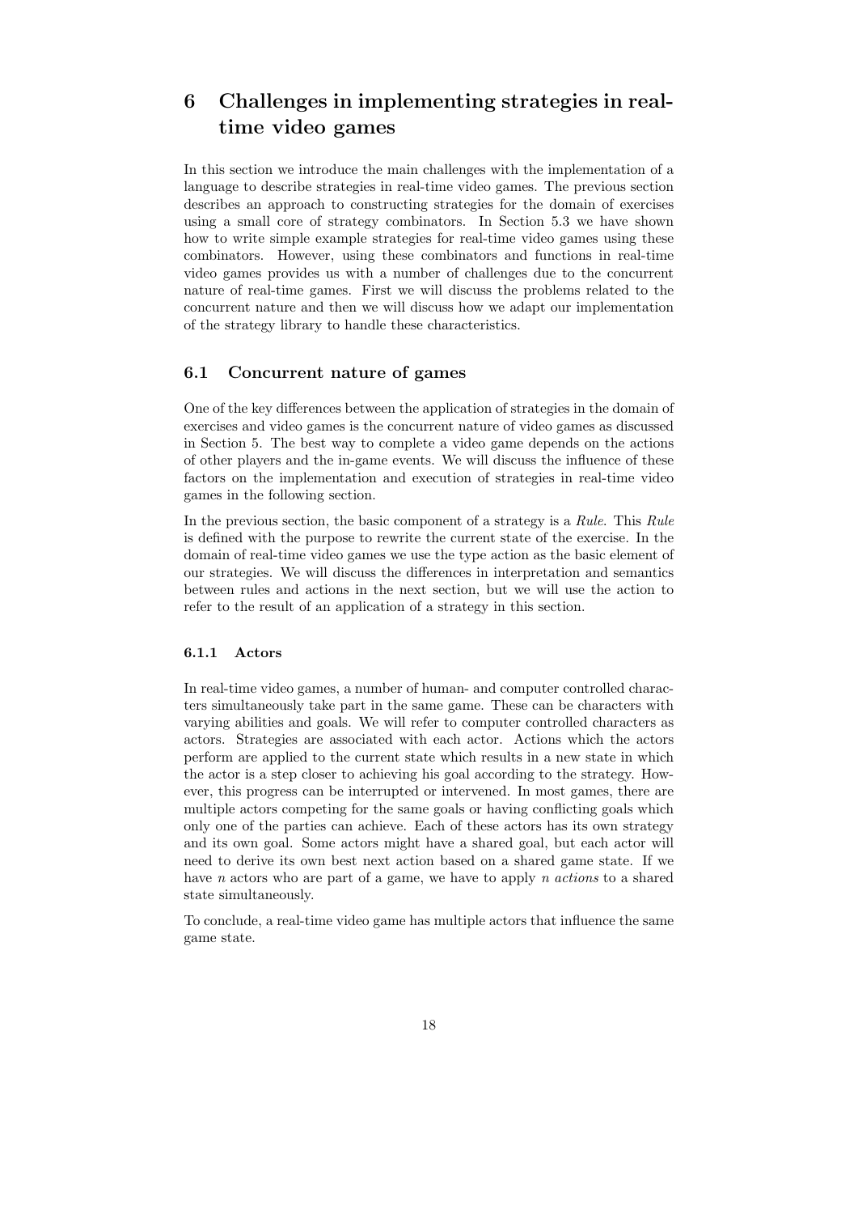# 6 Challenges in implementing strategies in real-time video games

In this section we introduce the main challenges with the implementation of a language to describe strategies in real-time video games. The previous section describes an approach to constructing strategies for the domain of exercises using a small core of strategy combinators. In Section 5.3 we have shown how to write simple example strategies for real-time video games using these combinators. However, using these combinators and functions in real-time video games provides us with a number of challenges due to the concurrent nature of real-time games. First we will discuss the problems related to the concurrent nature and then we will discuss how we adapt our implementation of the strategy library to handle these characteristics.

## 6.1 Concurrent nature of games

One of the key differences between the application of strategies in the domain of exercises and video games is the concurrent nature of video games as discussed in Section 5. The best way to complete a video game depends on the actions of other players and the in-game events. We will discuss the influence of these factors on the implementation and execution of strategies in real-time video games in the following section.

In the previous section, the basic component of a strategy is a *Rule*. This *Rule* is defined with the purpose to rewrite the current state of the exercise. In the domain of real-time video games we use the type action as the basic element of our strategies. We will discuss the differences in interpretation and semantics between rules and actions in the next section, but we will use the action to refer to the result of an application of a strategy in this section.

### 6.1.1 Actors

In real-time video games, a number of human- and computer controlled characters simultaneously take part in the same game. These can be characters with varying abilities and goals. We will refer to computer controlled characters as actors. Strategies are associated with each actor. Actions which the actors perform are applied to the current state which results in a new state in which the actor is a step closer to achieving his goal according to the strategy. However, this progress can be interrupted or intervened. In most games, there are multiple actors competing for the same goals or having conflicting goals which only one of the parties can achieve. Each of these actors has its own strategy and its own goal. Some actors might have a shared goal, but each actor will need to derive its own best next action based on a shared game state. If we have $n$ actors who are part of a game, we have to apply *n actions* to a shared state simultaneously.

To conclude, a real-time video game has multiple actors that influence the same game state.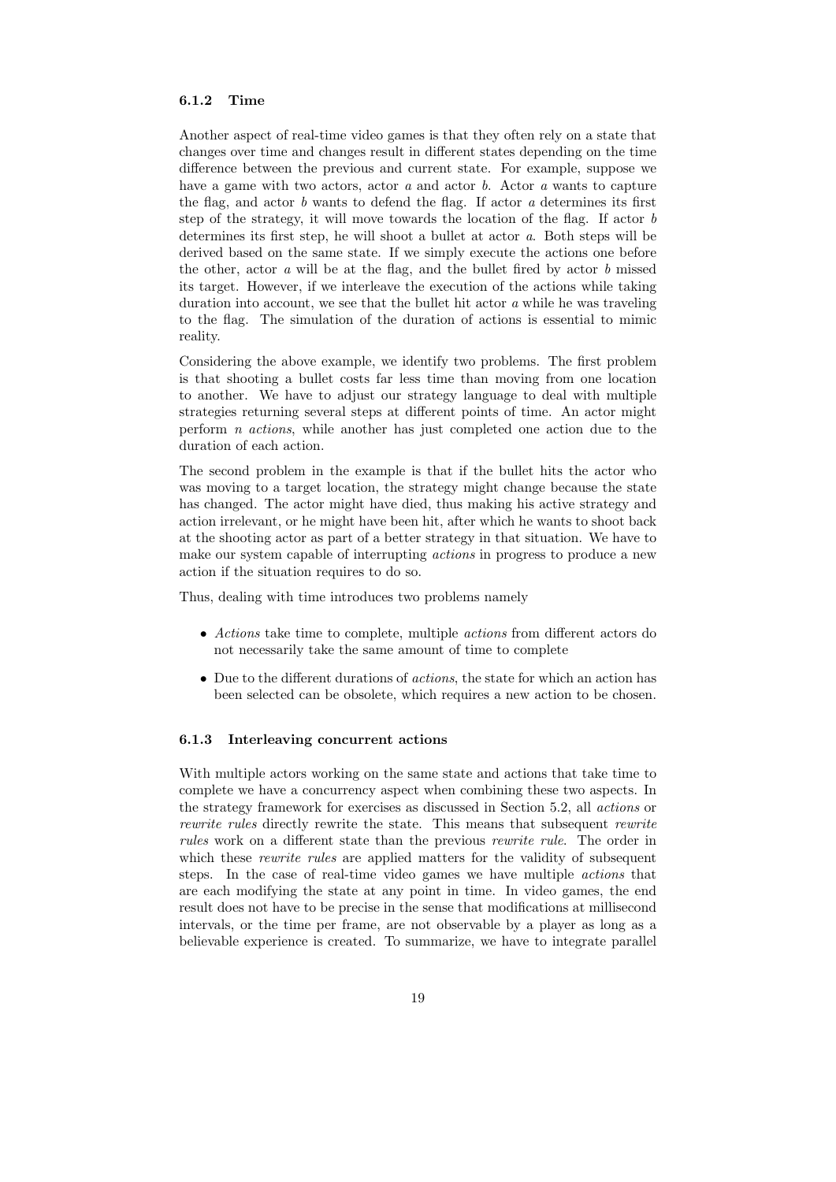#### 6.1.2 Time

Another aspect of real-time video games is that they often rely on a state that changes over time and changes result in different states depending on the time difference between the previous and current state. For example, suppose we have a game with two actors, actor *a* and actor *b*. Actor *a* wants to capture the flag, and actor *b* wants to defend the flag. If actor *a* determines its first step of the strategy, it will move towards the location of the flag. If actor *b* determines its first step, he will shoot a bullet at actor *a*. Both steps will be derived based on the same state. If we simply execute the actions one before the other, actor *a* will be at the flag, and the bullet fired by actor *b* missed its target. However, if we interleave the execution of the actions while taking duration into account, we see that the bullet hit actor *a* while he was traveling to the flag. The simulation of the duration of actions is essential to mimic reality.

Considering the above example, we identify two problems. The first problem is that shooting a bullet costs far less time than moving from one location to another. We have to adjust our strategy language to deal with multiple strategies returning several steps at different points of time. An actor might perform *n actions*, while another has just completed one action due to the duration of each action.

The second problem in the example is that if the bullet hits the actor who was moving to a target location, the strategy might change because the state has changed. The actor might have died, thus making his active strategy and action irrelevant, or he might have been hit, after which he wants to shoot back at the shooting actor as part of a better strategy in that situation. We have to make our system capable of interrupting *actions* in progress to produce a new action if the situation requires to do so.

Thus, dealing with time introduces two problems namely

- *Actions* take time to complete, multiple *actions* from different actors do not necessarily take the same amount of time to complete
- Due to the different durations of *actions*, the state for which an action has been selected can be obsolete, which requires a new action to be chosen.

#### 6.1.3 Interleaving concurrent actions

With multiple actors working on the same state and actions that take time to complete we have a concurrency aspect when combining these two aspects. In the strategy framework for exercises as discussed in Section 5.2, all *actions* or *rewrite rules* directly rewrite the state. This means that subsequent *rewrite rules* work on a different state than the previous *rewrite rule*. The order in which these *rewrite rules* are applied matters for the validity of subsequent steps. In the case of real-time video games we have multiple *actions* that are each modifying the state at any point in time. In video games, the end result does not have to be precise in the sense that modifications at millisecond intervals, or the time per frame, are not observable by a player as long as a believable experience is created. To summarize, we have to integrate parallel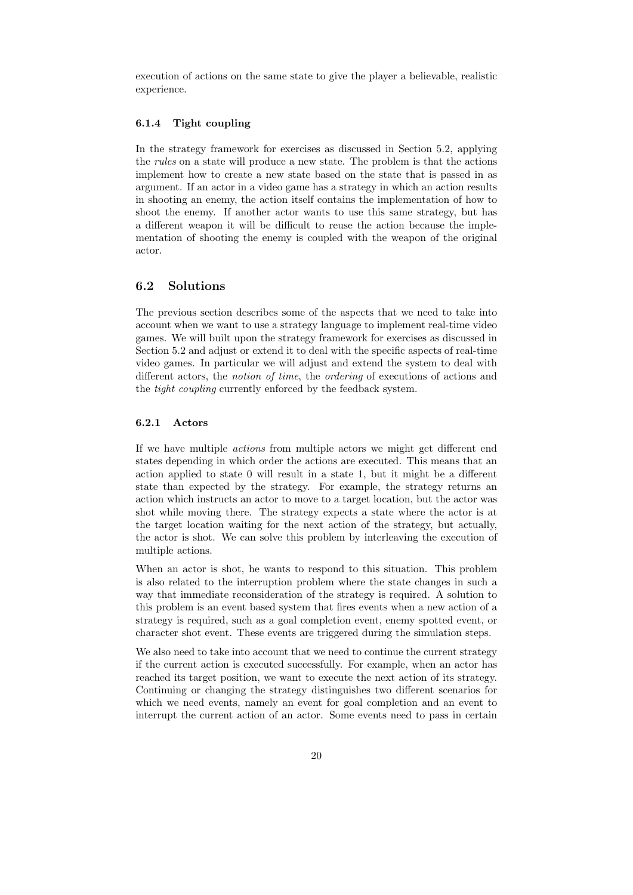execution of actions on the same state to give the player a believable, realistic experience.

### 6.1.4 Tight coupling

In the strategy framework for exercises as discussed in Section 5.2, applying the *rules* on a state will produce a new state. The problem is that the actions implement how to create a new state based on the state that is passed in as argument. If an actor in a video game has a strategy in which an action results in shooting an enemy, the action itself contains the implementation of how to shoot the enemy. If another actor wants to use this same strategy, but has a different weapon it will be difficult to reuse the action because the implementation of shooting the enemy is coupled with the weapon of the original actor.

## 6.2 Solutions

The previous section describes some of the aspects that we need to take into account when we want to use a strategy language to implement real-time video games. We will built upon the strategy framework for exercises as discussed in Section 5.2 and adjust or extend it to deal with the specific aspects of real-time video games. In particular we will adjust and extend the system to deal with different actors, the *notion of time*, the *ordering* of executions of actions and the *tight coupling* currently enforced by the feedback system.

### 6.2.1 Actors

If we have multiple *actions* from multiple actors we might get different end states depending in which order the actions are executed. This means that an action applied to state 0 will result in a state 1, but it might be a different state than expected by the strategy. For example, the strategy returns an action which instructs an actor to move to a target location, but the actor was shot while moving there. The strategy expects a state where the actor is at the target location waiting for the next action of the strategy, but actually, the actor is shot. We can solve this problem by interleaving the execution of multiple actions.

When an actor is shot, he wants to respond to this situation. This problem is also related to the interruption problem where the state changes in such a way that immediate reconsideration of the strategy is required. A solution to this problem is an event based system that fires events when a new action of a strategy is required, such as a goal completion event, enemy spotted event, or character shot event. These events are triggered during the simulation steps.

We also need to take into account that we need to continue the current strategy if the current action is executed successfully. For example, when an actor has reached its target position, we want to execute the next action of its strategy. Continuing or changing the strategy distinguishes two different scenarios for which we need events, namely an event for goal completion and an event to interrupt the current action of an actor. Some events need to pass in certain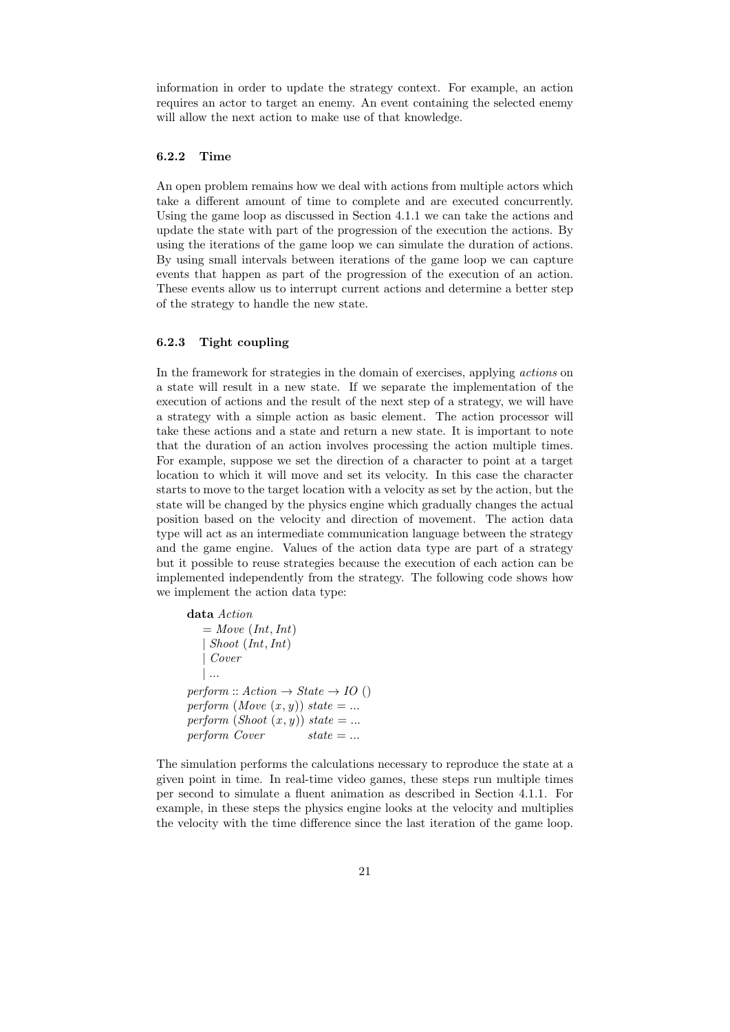information in order to update the strategy context. For example, an action requires an actor to target an enemy. An event containing the selected enemy will allow the next action to make use of that knowledge.

### 6.2.2 Time

An open problem remains how we deal with actions from multiple actors which take a different amount of time to complete and are executed concurrently. Using the game loop as discussed in Section 4.1.1 we can take the actions and update the state with part of the progression of the execution the actions. By using the iterations of the game loop we can simulate the duration of actions. By using small intervals between iterations of the game loop we can capture events that happen as part of the progression of the execution of an action. These events allow us to interrupt current actions and determine a better step of the strategy to handle the new state.

### 6.2.3 Tight coupling

In the framework for strategies in the domain of exercises, applying *actions* on a state will result in a new state. If we separate the implementation of the execution of actions and the result of the next step of a strategy, we will have a strategy with a simple action as basic element. The action processor will take these actions and a state and return a new state. It is important to note that the duration of an action involves processing the action multiple times. For example, suppose we set the direction of a character to point at a target location to which it will move and set its velocity. In this case the character starts to move to the target location with a velocity as set by the action, but the state will be changed by the physics engine which gradually changes the actual position based on the velocity and direction of movement. The action data type will act as an intermediate communication language between the strategy and the game engine. Values of the action data type are part of a strategy but it possible to reuse strategies because the execution of each action can be implemented independently from the strategy. The following code shows how we implement the action data type:

```
data Action
  = Move (Int, Int)
  | Shoot (Int, Int)
  | Cover
  | ...
perform :: Action → State → IO ()
perform (Move (x, y)) state = ...
perform (Shoot (x, y)) state = ...
perform Cover          state = ...
```

The simulation performs the calculations necessary to reproduce the state at a given point in time. In real-time video games, these steps run multiple times per second to simulate a fluent animation as described in Section 4.1.1. For example, in these steps the physics engine looks at the velocity and multiplies the velocity with the time difference since the last iteration of the game loop.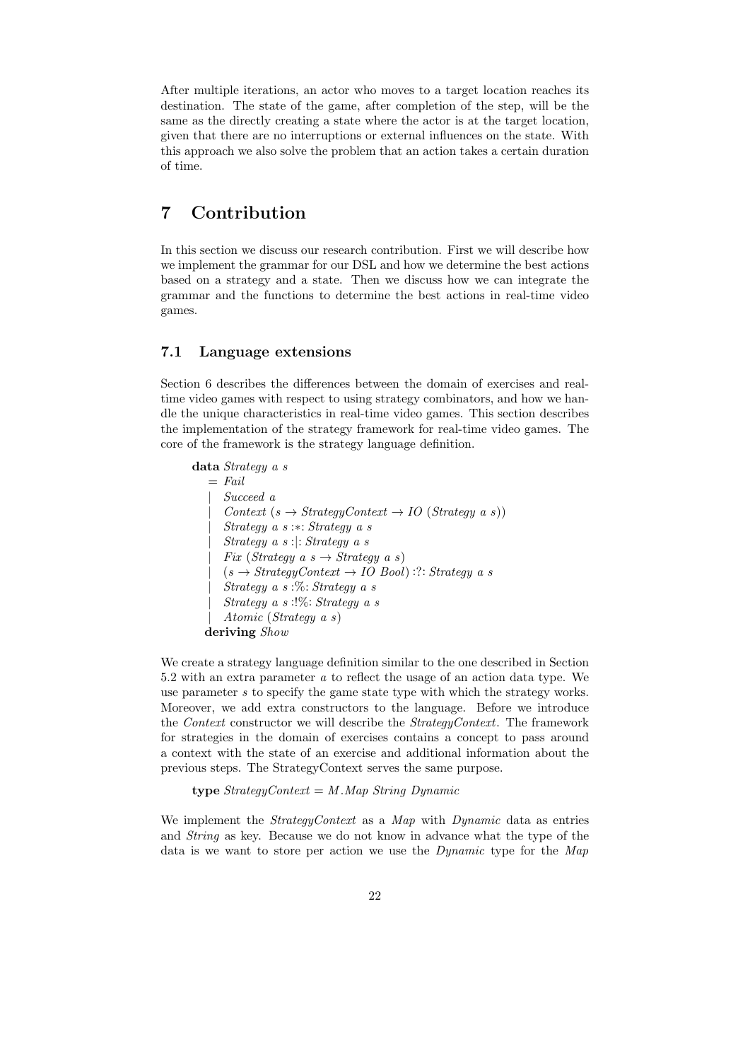After multiple iterations, an actor who moves to a target location reaches its destination. The state of the game, after completion of the step, will be the same as the directly creating a state where the actor is at the target location, given that there are no interruptions or external influences on the state. With this approach we also solve the problem that an action takes a certain duration of time.

# 7 Contribution

In this section we discuss our research contribution. First we will describe how we implement the grammar for our DSL and how we determine the best actions based on a strategy and a state. Then we discuss how we can integrate the grammar and the functions to determine the best actions in real-time video games.

## 7.1 Language extensions

Section 6 describes the differences between the domain of exercises and real-time video games with respect to using strategy combinators, and how we handle the unique characteristics in real-time video games. This section describes the implementation of the strategy framework for real-time video games. The core of the framework is the strategy language definition.

```
data Strategy a s
  = Fail
  | Succeed a
  | Context (s -> StrategyContext -> IO (Strategy a s))
  | Strategy a s :*: Strategy a s
  | Strategy a s :|: Strategy a s
  | Fix (Strategy a s -> Strategy a s)
  | (s -> StrategyContext -> IO Bool) :?: Strategy a s
  | Strategy a s :%: Strategy a s
  | Strategy a s :!%: Strategy a s
  | Atomic (Strategy a s)
  deriving Show
```

We create a strategy language definition similar to the one described in Section 5.2 with an extra parameter *a* to reflect the usage of an action data type. We use parameter *s* to specify the game state type with which the strategy works. Moreover, we add extra constructors to the language. Before we introduce the *Context* constructor we will describe the *StrategyContext*. The framework for strategies in the domain of exercises contains a concept to pass around a context with the state of an exercise and additional information about the previous steps. The StrategyContext serves the same purpose.

```
type StrategyContext = M.Map String Dynamic
```

We implement the *StrategyContext* as a *Map* with *Dynamic* data as entries and *String* as key. Because we do not know in advance what the type of the data is we want to store per action we use the *Dynamic* type for the *Map*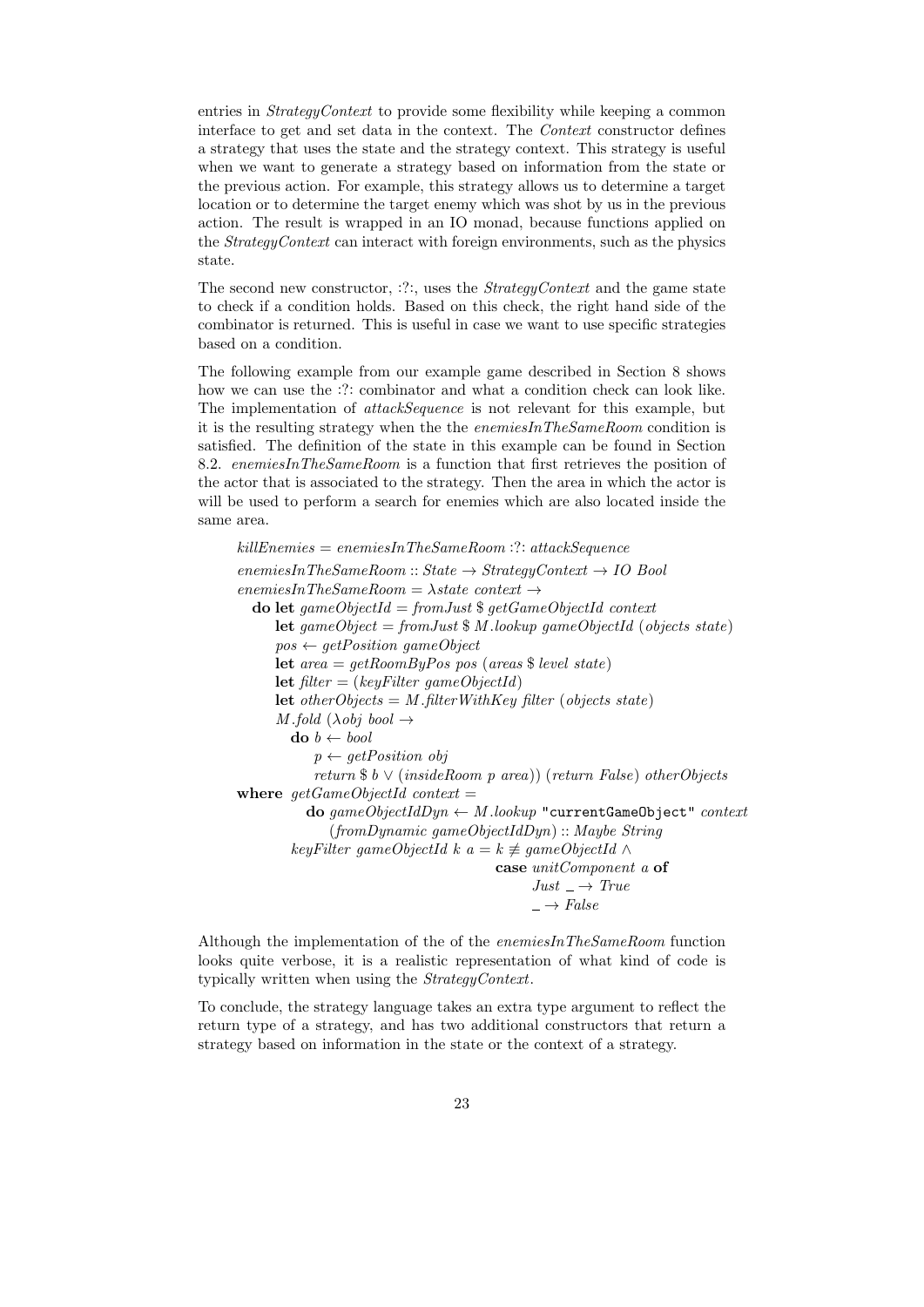entries in *StrategyContext* to provide some flexibility while keeping a common interface to get and set data in the context. The *Context* constructor defines a strategy that uses the state and the strategy context. This strategy is useful when we want to generate a strategy based on information from the state or the previous action. For example, this strategy allows us to determine a target location or to determine the target enemy which was shot by us in the previous action. The result is wrapped in an IO monad, because functions applied on the *StrategyContext* can interact with foreign environments, such as the physics state.

The second new constructor, :?:, uses the *StrategyContext* and the game state to check if a condition holds. Based on this check, the right hand side of the combinator is returned. This is useful in case we want to use specific strategies based on a condition.

The following example from our example game described in Section 8 shows how we can use the :?: combinator and what a condition check can look like. The implementation of *attackSequence* is not relevant for this example, but it is the resulting strategy when the the *enemiesInTheSameRoom* condition is satisfied. The definition of the state in this example can be found in Section 8.2. *enemiesInTheSameRoom* is a function that first retrieves the position of the actor that is associated to the strategy. Then the area in which the actor is will be used to perform a search for enemies which are also located inside the same area.

```
killEnemies = enemiesInTheSameRoom :?: attackSequence
enemiesInTheSameRoom :: State → StrategyContext → IO Bool
enemiesInTheSameRoom = λstate context →
  do let gameObjectId = fromJust $ getGameObjectId context
     let gameObject = fromJust $ M.lookup gameObjectId (objects state)
     pos ← getPosition gameObject
     let area = getRoomByPos pos (areas $ level state)
     let filter = (keyFilter gameObjectId)
     let otherObjects = M.filterWithKey filter (objects state)
     M.fold (λobj bool →
       do b ← bool
          p ← getPosition obj
          return $ b ∨ (insideRoom p area)) (return False) otherObjects
  where getGameObjectId context =
          do gameObjectIdDyn ← M.lookup "currentGameObject" context
             (fromDynamic gameObjectIdDyn) :: Maybe String
        keyFilter gameObjectId k a = k ≢ gameObjectId ∧
                                     case unitComponent a of
                                       Just _ → True
                                       _ → False
```

Although the implementation of the of the *enemiesInTheSameRoom* function looks quite verbose, it is a realistic representation of what kind of code is typically written when using the *StrategyContext*.

To conclude, the strategy language takes an extra type argument to reflect the return type of a strategy, and has two additional constructors that return a strategy based on information in the state or the context of a strategy.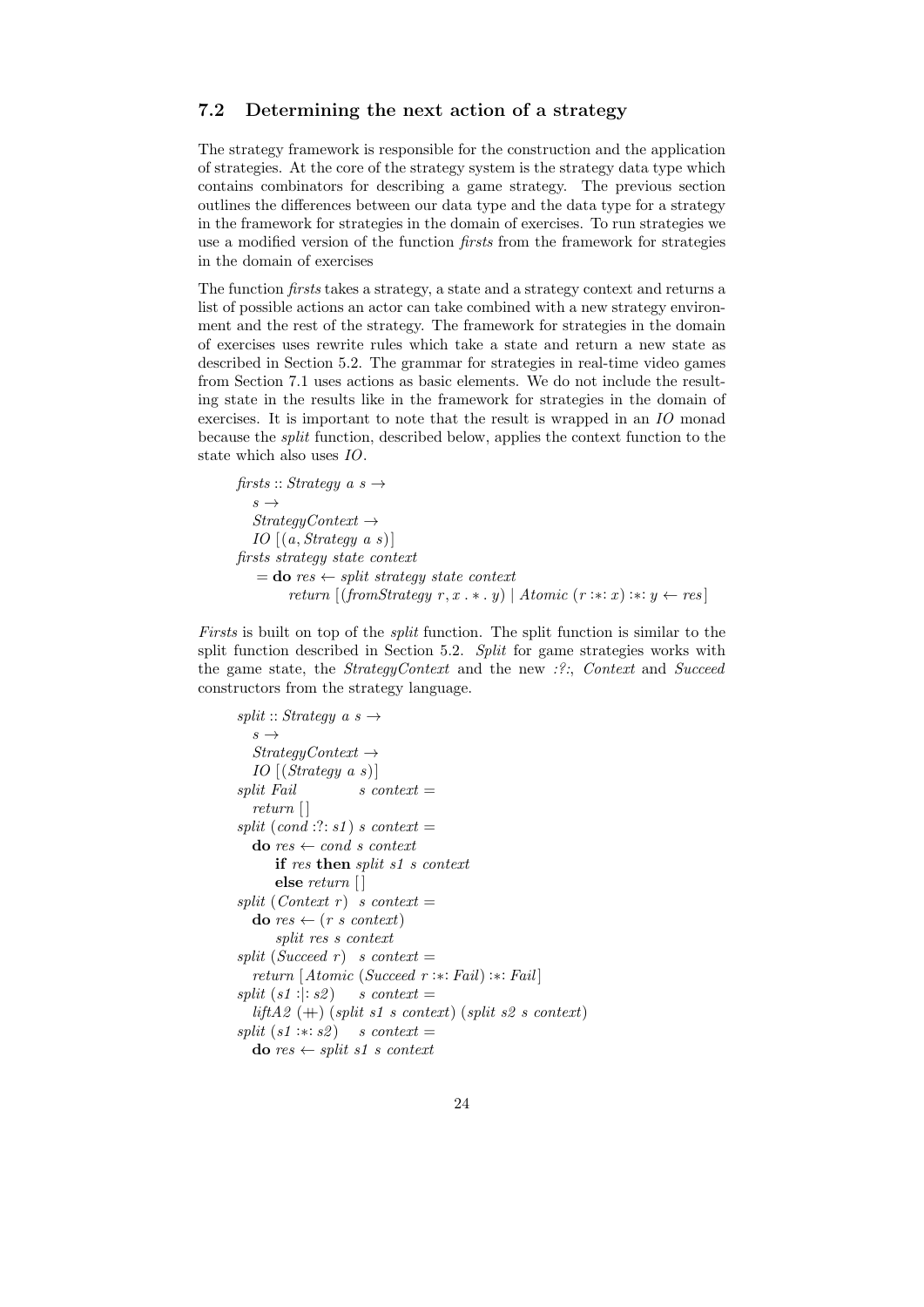### 7.2 Determining the next action of a strategy

The strategy framework is responsible for the construction and the application of strategies. At the core of the strategy system is the strategy data type which contains combinators for describing a game strategy. The previous section outlines the differences between our data type and the data type for a strategy in the framework for strategies in the domain of exercises. To run strategies we use a modified version of the function *firsts* from the framework for strategies in the domain of exercises

The function *firsts* takes a strategy, a state and a strategy context and returns a list of possible actions an actor can take combined with a new strategy environment and the rest of the strategy. The framework for strategies in the domain of exercises uses rewrite rules which take a state and return a new state as described in Section 5.2. The grammar for strategies in real-time video games from Section 7.1 uses actions as basic elements. We do not include the resulting state in the results like in the framework for strategies in the domain of exercises. It is important to note that the result is wrapped in an *IO* monad because the *split* function, described below, applies the context function to the state which also uses *IO*.

```
firsts :: Strategy a s →
  s →
  StrategyContext →
  IO [(a, Strategy a s)]
firsts strategy state context
  = do res ← split strategy state context
       return [(fromStrategy r, x . ∗ . y) | Atomic (r :∗: x) :∗: y ← res]
```

*Firsts* is built on top of the *split* function. The split function is similar to the split function described in Section 5.2. *Split* for game strategies works with the game state, the *StrategyContext* and the new *:?:*, *Context* and *Succeed* constructors from the strategy language.

```
split :: Strategy a s →
  s →
  StrategyContext →
  IO [(Strategy a s)]
split Fail           s context =
  return []
split (cond :?: s1) s context =
  do res ← cond s context
     if res then split s1 s context
     else return []
split (Context r)   s context =
  do res ← (r s context)
     split res s context
split (Succeed r)   s context =
  return [Atomic (Succeed r :∗: Fail) :∗: Fail]
split (s1 :|: s2)    s context =
  liftA2 (++) (split s1 s context) (split s2 s context)
split (s1 :∗: s2)    s context =
  do res ← split s1 s context
```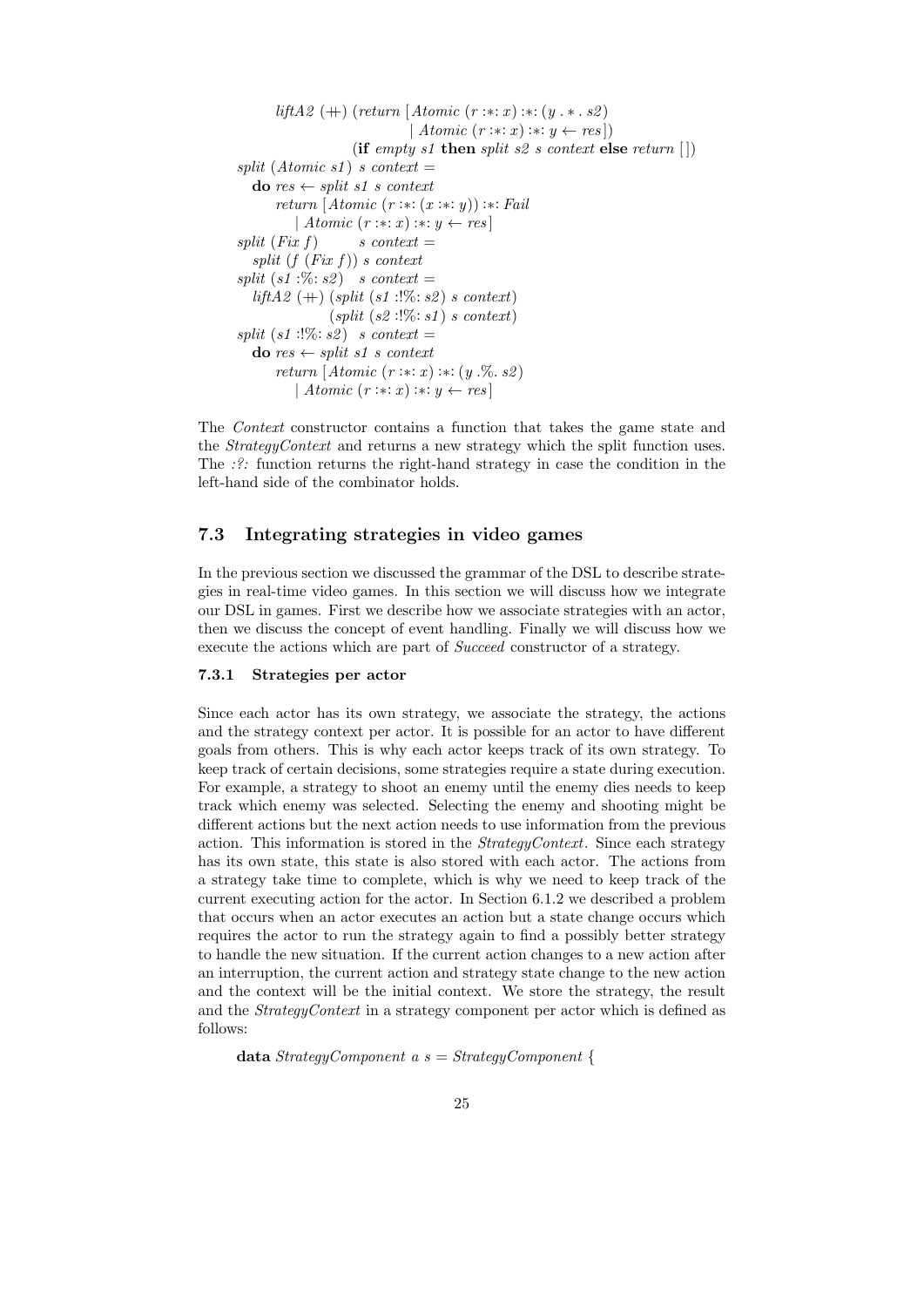```
    liftA2 (++) (return [Atomic (r :*: x) :*: (y . * . s2)
                        | Atomic (r :*: x) :*: y ← res])
                (if empty s1 then split s2 s context else return [])
split (Atomic s1) s context =
  do res ← split s1 s context
     return [Atomic (r :*: (x :*: y)) :*: Fail
            | Atomic (r :*: x) :*: y ← res]
split (Fix f)       s context =
  split (f (Fix f)) s context
split (s1 :%: s2)   s context =
  liftA2 (++) (split (s1 :!%: s2) s context)
              (split (s2 :!%: s1) s context)
split (s1 :!%: s2)  s context =
  do res ← split s1 s context
     return [Atomic (r :*: x) :*: (y .%. s2)
            | Atomic (r :*: x) :*: y ← res]
```

The *Context* constructor contains a function that takes the game state and the *StrategyContext* and returns a new strategy which the split function uses. The *:?:* function returns the right-hand strategy in case the condition in the left-hand side of the combinator holds.

## 7.3 Integrating strategies in video games

In the previous section we discussed the grammar of the DSL to describe strategies in real-time video games. In this section we will discuss how we integrate our DSL in games. First we describe how we associate strategies with an actor, then we discuss the concept of event handling. Finally we will discuss how we execute the actions which are part of *Succeed* constructor of a strategy.

### 7.3.1 Strategies per actor

Since each actor has its own strategy, we associate the strategy, the actions and the strategy context per actor. It is possible for an actor to have different goals from others. This is why each actor keeps track of its own strategy. To keep track of certain decisions, some strategies require a state during execution. For example, a strategy to shoot an enemy until the enemy dies needs to keep track which enemy was selected. Selecting the enemy and shooting might be different actions but the next action needs to use information from the previous action. This information is stored in the *StrategyContext*. Since each strategy has its own state, this state is also stored with each actor. The actions from a strategy take time to complete, which is why we need to keep track of the current executing action for the actor. In Section 6.1.2 we described a problem that occurs when an actor executes an action but a state change occurs which requires the actor to run the strategy again to find a possibly better strategy to handle the new situation. If the current action changes to a new action after an interruption, the current action and strategy state change to the new action and the context will be the initial context. We store the strategy, the result and the *StrategyContext* in a strategy component per actor which is defined as follows:

```
data StrategyComponent a s = StrategyComponent {
```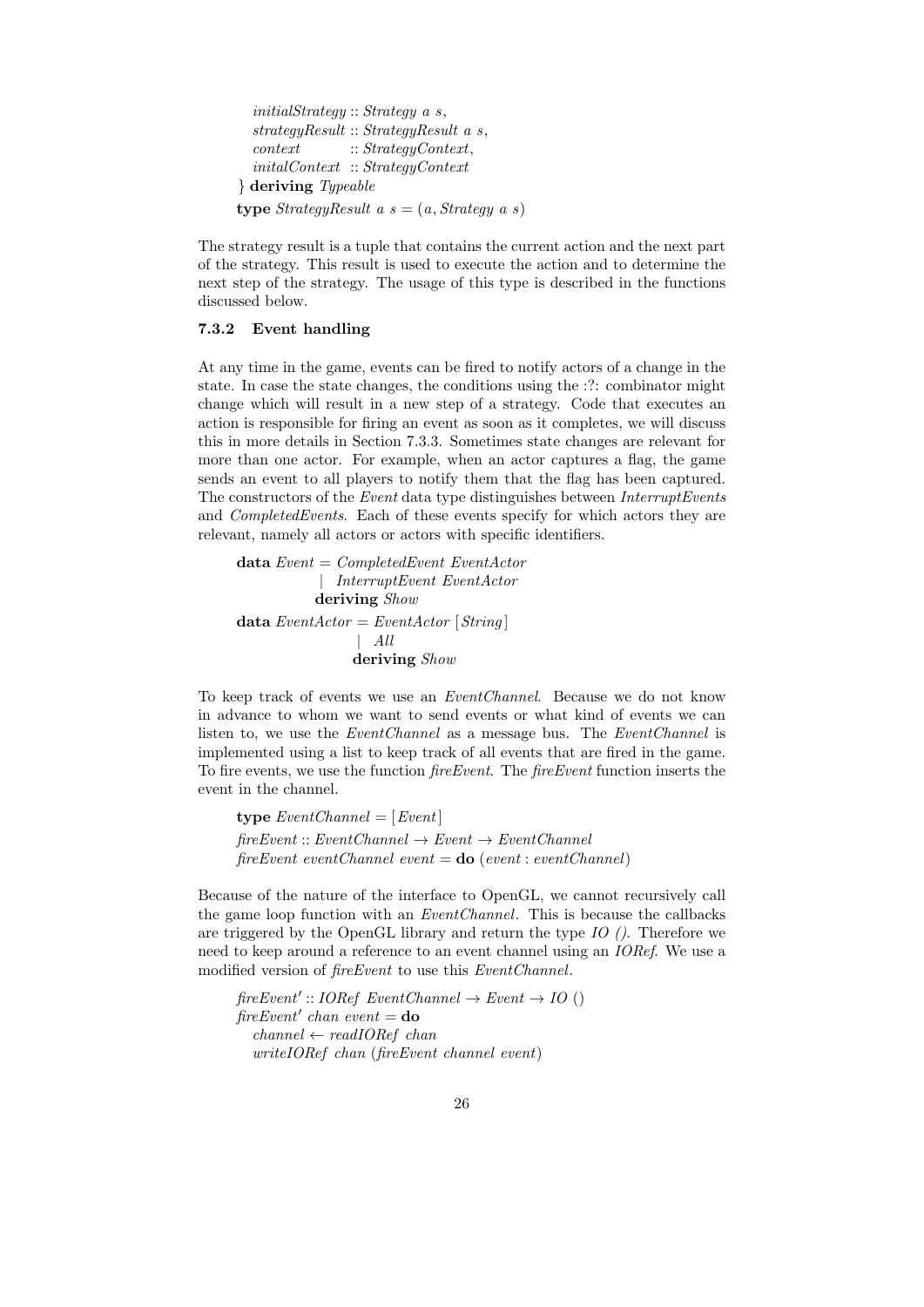```
    initialStrategy :: Strategy a s,
    strategyResult :: StrategyResult a s,
    context        :: StrategyContext,
    initalContext  :: StrategyContext
  } deriving Typeable
type StrategyResult a s = (a, Strategy a s)
```

The strategy result is a tuple that contains the current action and the next part of the strategy. This result is used to execute the action and to determine the next step of the strategy. The usage of this type is described in the functions discussed below.

### 7.3.2 Event handling

At any time in the game, events can be fired to notify actors of a change in the state. In case the state changes, the conditions using the :?: combinator might change which will result in a new step of a strategy. Code that executes an action is responsible for firing an event as soon as it completes, we will discuss this in more details in Section 7.3.3. Sometimes state changes are relevant for more than one actor. For example, when an actor captures a flag, the game sends an event to all players to notify them that the flag has been captured. The constructors of the *Event* data type distinguishes between *InterruptEvents* and *CompletedEvents*. Each of these events specify for which actors they are relevant, namely all actors or actors with specific identifiers.

```
data Event = CompletedEvent EventActor
           | InterruptEvent EventActor
           deriving Show
data EventActor = EventActor [String]
                | All
                deriving Show
```

To keep track of events we use an *EventChannel*. Because we do not know in advance to whom we want to send events or what kind of events we can listen to, we use the *EventChannel* as a message bus. The *EventChannel* is implemented using a list to keep track of all events that are fired in the game. To fire events, we use the function *fireEvent*. The *fireEvent* function inserts the event in the channel.

```
type EventChannel = [Event]
fireEvent :: EventChannel → Event → EventChannel
fireEvent eventChannel event = do (event : eventChannel)
```

Because of the nature of the interface to OpenGL, we cannot recursively call the game loop function with an *EventChannel*. This is because the callbacks are triggered by the OpenGL library and return the type *IO ()*. Therefore we need to keep around a reference to an event channel using an *IORef*. We use a modified version of *fireEvent* to use this *EventChannel*.

```
fireEvent' :: IORef EventChannel → Event → IO ()
fireEvent' chan event = do
  channel ← readIORef chan
  writeIORef chan (fireEvent channel event)
```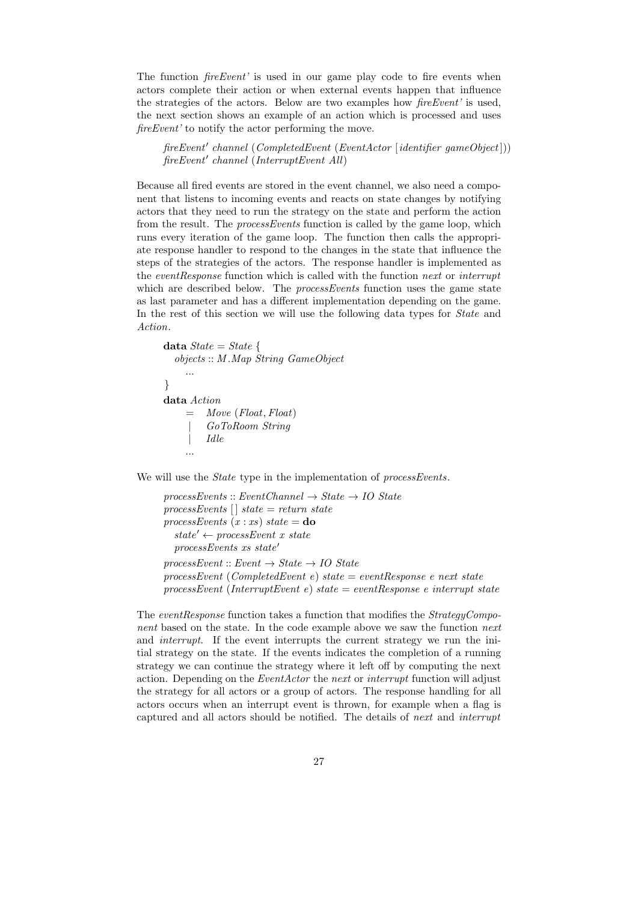The function *fireEvent'* is used in our game play code to fire events when actors complete their action or when external events happen that influence the strategies of the actors. Below are two examples how *fireEvent'* is used, the next section shows an example of an action which is processed and uses *fireEvent'* to notify the actor performing the move.

```
fireEvent' channel (CompletedEvent (EventActor [identifier gameObject]))
fireEvent' channel (InterruptEvent All)
```

Because all fired events are stored in the event channel, we also need a component that listens to incoming events and reacts on state changes by notifying actors that they need to run the strategy on the state and perform the action from the result. The *processEvents* function is called by the game loop, which runs every iteration of the game loop. The function then calls the appropriate response handler to respond to the changes in the state that influence the steps of the strategies of the actors. The response handler is implemented as the *eventResponse* function which is called with the function *next* or *interrupt* which are described below. The *processEvents* function uses the game state as last parameter and has a different implementation depending on the game. In the rest of this section we will use the following data types for *State* and *Action*.

```
data State = State {
  objects :: M.Map String GameObject
    ...
}
data Action
    = Move (Float, Float)
    | GoToRoom String
    | Idle
    ...
```

We will use the *State* type in the implementation of *processEvents*.

```
processEvents :: EventChannel → State → IO State
processEvents [] state = return state
processEvents (x : xs) state = do
  state' ← processEvent x state
  processEvents xs state'
processEvent :: Event → State → IO State
processEvent (CompletedEvent e) state = eventResponse e next state
processEvent (InterruptEvent e) state = eventResponse e interrupt state
```

The *eventResponse* function takes a function that modifies the *StrategyComponent* based on the state. In the code example above we saw the function *next* and *interrupt*. If the event interrupts the current strategy we run the initial strategy on the state. If the events indicates the completion of a running strategy we can continue the strategy where it left off by computing the next action. Depending on the *EventActor* the *next* or *interrupt* function will adjust the strategy for all actors or a group of actors. The response handling for all actors occurs when an interrupt event is thrown, for example when a flag is captured and all actors should be notified. The details of *next* and *interrupt*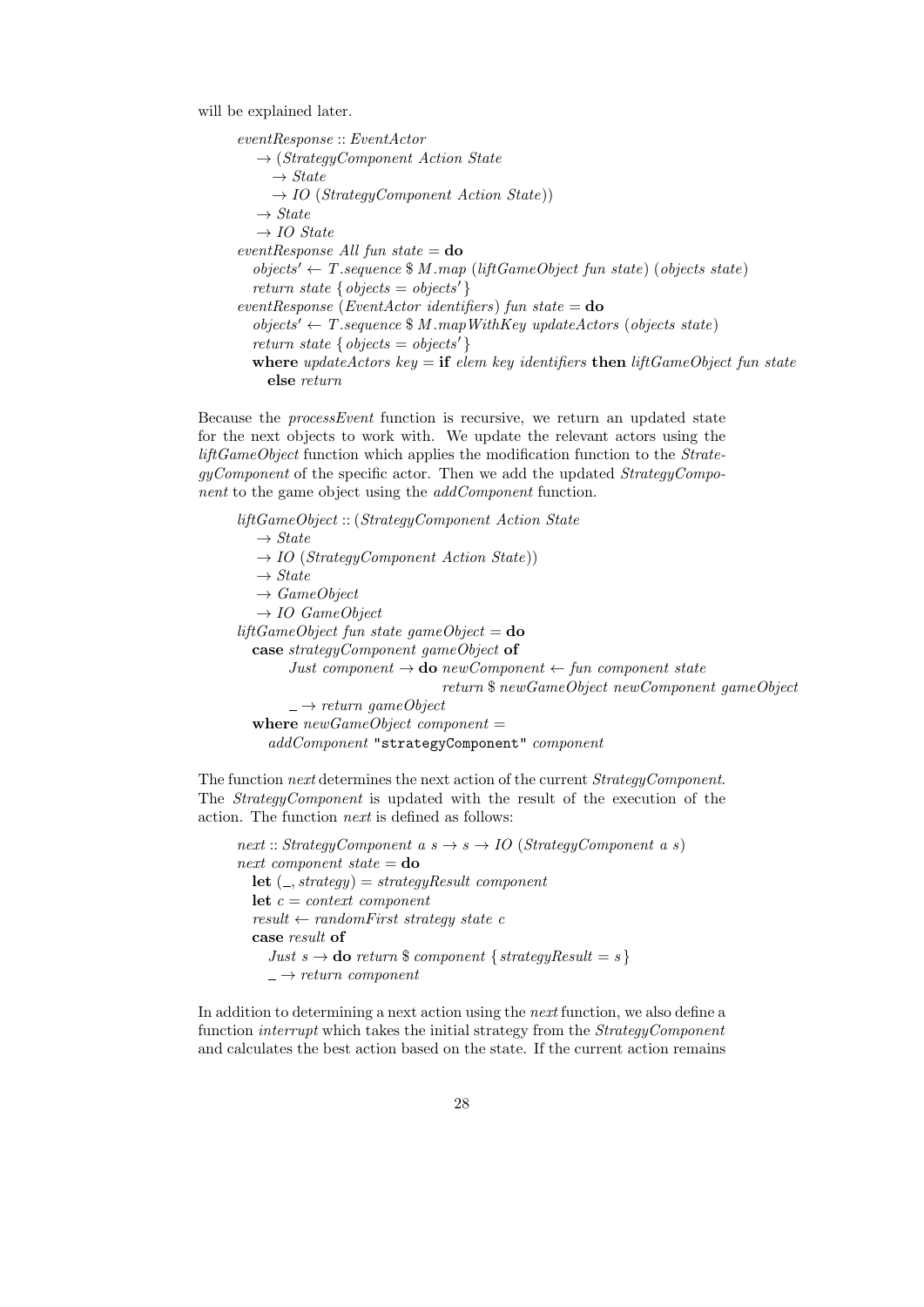will be explained later.

```haskell
eventResponse :: EventActor
  -> (StrategyComponent Action State
    -> State
    -> IO (StrategyComponent Action State))
  -> State
  -> IO State
eventResponse All fun state = do
  objects' <- T.sequence $ M.map (liftGameObject fun state) (objects state)
  return state { objects = objects' }
eventResponse (EventActor identifiers) fun state = do
  objects' <- T.sequence $ M.mapWithKey updateActors (objects state)
  return state { objects = objects' }
  where updateActors key = if elem key identifiers then liftGameObject fun state
    else return
```

Because the *processEvent* function is recursive, we return an updated state for the next objects to work with. We update the relevant actors using the *liftGameObject* function which applies the modification function to the *StrategyComponent* of the specific actor. Then we add the updated *StrategyComponent* to the game object using the *addComponent* function.

```haskell
liftGameObject :: (StrategyComponent Action State
  -> State
  -> IO (StrategyComponent Action State))
  -> State
  -> GameObject
  -> IO GameObject
liftGameObject fun state gameObject = do
  case strategyComponent gameObject of
      Just component -> do newComponent <- fun component state
                           return $ newGameObject newComponent gameObject
      _ -> return gameObject
  where newGameObject component =
    addComponent "strategyComponent" component
```

The function *next* determines the next action of the current *StrategyComponent*. The *StrategyComponent* is updated with the result of the execution of the action. The function *next* is defined as follows:

```haskell
next :: StrategyComponent a s -> s -> IO (StrategyComponent a s)
next component state = do
  let (_, strategy) = strategyResult component
  let c = context component
  result <- randomFirst strategy state c
  case result of
    Just s -> do return $ component { strategyResult = s }
    _ -> return component
```

In addition to determining a next action using the *next* function, we also define a function *interrupt* which takes the initial strategy from the *StrategyComponent* and calculates the best action based on the state. If the current action remains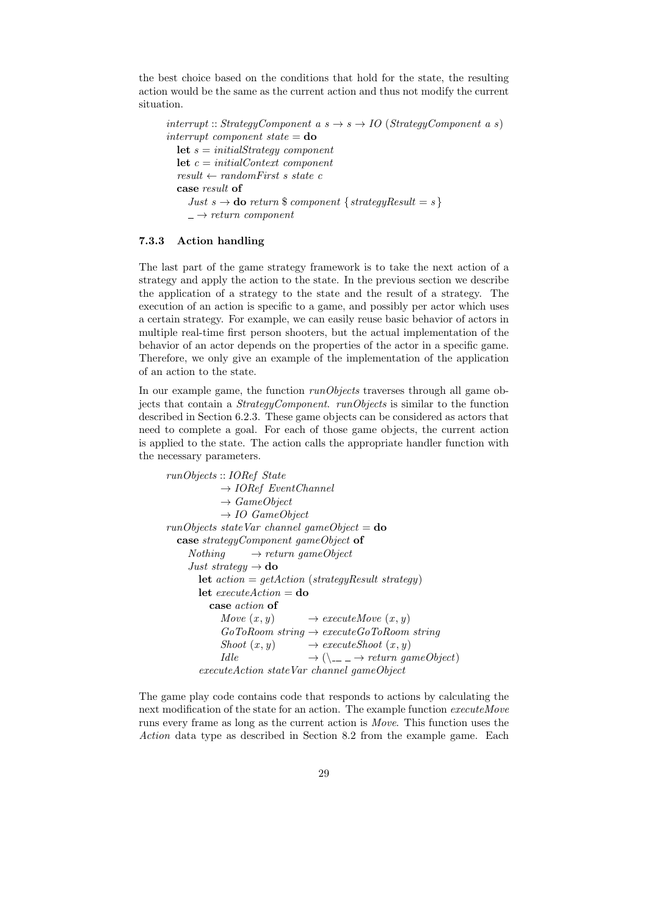the best choice based on the conditions that hold for the state, the resulting action would be the same as the current action and thus not modify the current situation.

```
interrupt :: StrategyComponent a s → s → IO (StrategyComponent a s)
interrupt component state = do
  let s = initialStrategy component
  let c = initialContext component
  result ← randomFirst s state c
  case result of
    Just s → do return $ component {strategyResult = s}
    _ → return component
```

### 7.3.3 Action handling

The last part of the game strategy framework is to take the next action of a strategy and apply the action to the state. In the previous section we describe the application of a strategy to the state and the result of a strategy. The execution of an action is specific to a game, and possibly per actor which uses a certain strategy. For example, we can easily reuse basic behavior of actors in multiple real-time first person shooters, but the actual implementation of the behavior of an actor depends on the properties of the actor in a specific game. Therefore, we only give an example of the implementation of the application of an action to the state.

In our example game, the function *runObjects* traverses through all game objects that contain a *StrategyComponent*. *runObjects* is similar to the function described in Section 6.2.3. These game objects can be considered as actors that need to complete a goal. For each of those game objects, the current action is applied to the state. The action calls the appropriate handler function with the necessary parameters.

```
runObjects :: IORef State
           → IORef EventChannel
           → GameObject
           → IO GameObject
runObjects stateVar channel gameObject = do
  case strategyComponent gameObject of
    Nothing        → return gameObject
    Just strategy → do
      let action = getAction (strategyResult strategy)
      let executeAction = do
        case action of
          Move (x, y)        → executeMove (x, y)
          GoToRoom string → executeGoToRoom string
          Shoot (x, y)        → executeShoot (x, y)
          Idle                  → (\_ _ _ → return gameObject)
      executeAction stateVar channel gameObject
```

The game play code contains code that responds to actions by calculating the next modification of the state for an action. The example function *executeMove* runs every frame as long as the current action is *Move*. This function uses the *Action* data type as described in Section 8.2 from the example game. Each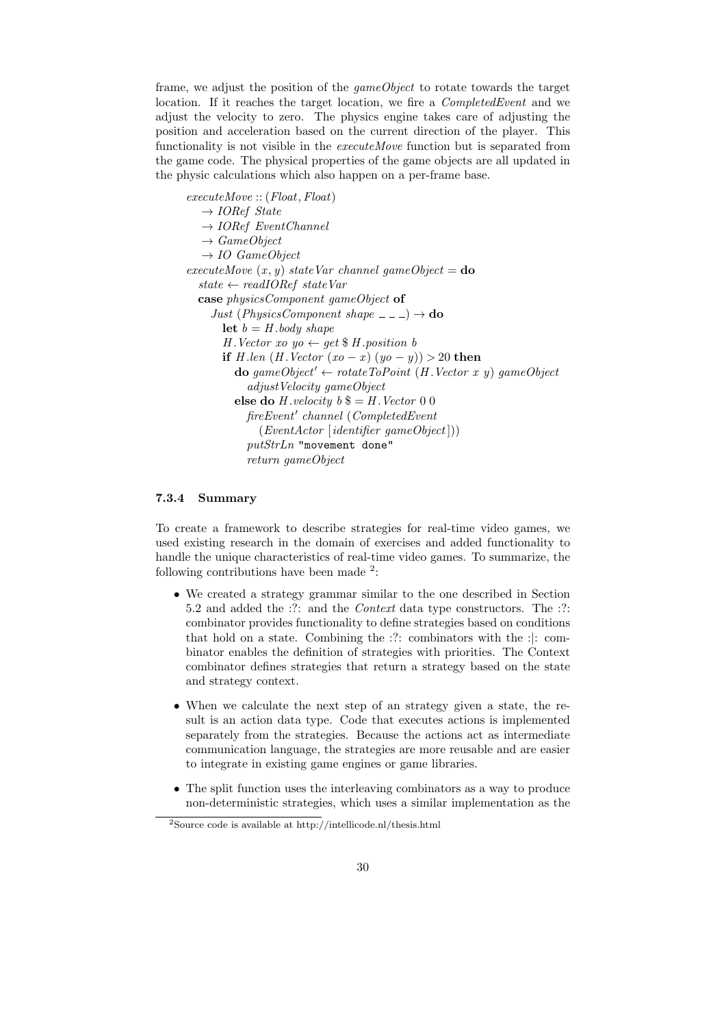frame, we adjust the position of the *gameObject* to rotate towards the target location. If it reaches the target location, we fire a *CompletedEvent* and we adjust the velocity to zero. The physics engine takes care of adjusting the position and acceleration based on the current direction of the player. This functionality is not visible in the *executeMove* function but is separated from the game code. The physical properties of the game objects are all updated in the physic calculations which also happen on a per-frame base.

```
executeMove :: (Float, Float)
  → IORef State
  → IORef EventChannel
  → GameObject
  → IO GameObject
executeMove (x, y) stateVar channel gameObject = do
  state ← readIORef stateVar
  case physicsComponent gameObject of
    Just (PhysicsComponent shape _ _ _) → do
      let b = H.body shape
      H.Vector xo yo ← get $ H.position b
      if H.len (H.Vector (xo − x) (yo − y)) > 20 then
        do gameObject' ← rotateToPoint (H.Vector x y) gameObject
          adjustVelocity gameObject
        else do H.velocity b $= H.Vector 0 0
          fireEvent' channel (CompletedEvent
            (EventActor [identifier gameObject]))
          putStrLn "movement done"
          return gameObject
```

### 7.3.4 Summary

To create a framework to describe strategies for real-time video games, we used existing research in the domain of exercises and added functionality to handle the unique characteristics of real-time video games. To summarize, the following contributions have been made [2]:

- We created a strategy grammar similar to the one described in Section 5.2 and added the :?: and the *Context* data type constructors. The :?: combinator provides functionality to define strategies based on conditions that hold on a state. Combining the :?: combinators with the :|: combinator enables the definition of strategies with priorities. The Context combinator defines strategies that return a strategy based on the state and strategy context.
- When we calculate the next step of an strategy given a state, the result is an action data type. Code that executes actions is implemented separately from the strategies. Because the actions act as intermediate communication language, the strategies are more reusable and are easier to integrate in existing game engines or game libraries.
- The split function uses the interleaving combinators as a way to produce non-deterministic strategies, which uses a similar implementation as the

[2] Source code is available at http://intellicode.nl/thesis.html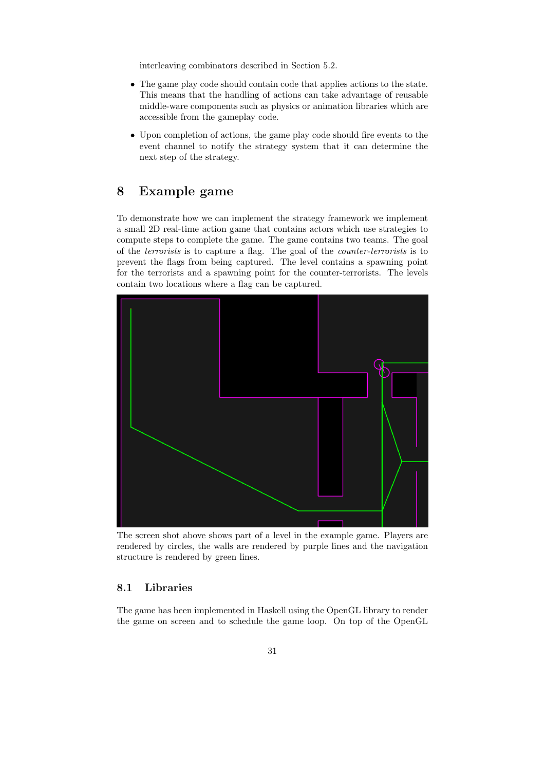interleaving combinators described in Section 5.2.

- The game play code should contain code that applies actions to the state. This means that the handling of actions can take advantage of reusable middle-ware components such as physics or animation libraries which are accessible from the gameplay code.
- Upon completion of actions, the game play code should fire events to the event channel to notify the strategy system that it can determine the next step of the strategy.

# 8 Example game

To demonstrate how we can implement the strategy framework we implement a small 2D real-time action game that contains actors which use strategies to compute steps to complete the game. The game contains two teams. The goal of the *terrorists* is to capture a flag. The goal of the *counter-terrorists* is to prevent the flags from being captured. The level contains a spawning point for the terrorists and a spawning point for the counter-terrorists. The levels contain two locations where a flag can be captured.

The screen shot above shows part of a level in the example game. Players are rendered by circles, the walls are rendered by purple lines and the navigation structure is rendered by green lines.

## 8.1 Libraries

The game has been implemented in Haskell using the OpenGL library to render the game on screen and to schedule the game loop. On top of the OpenGL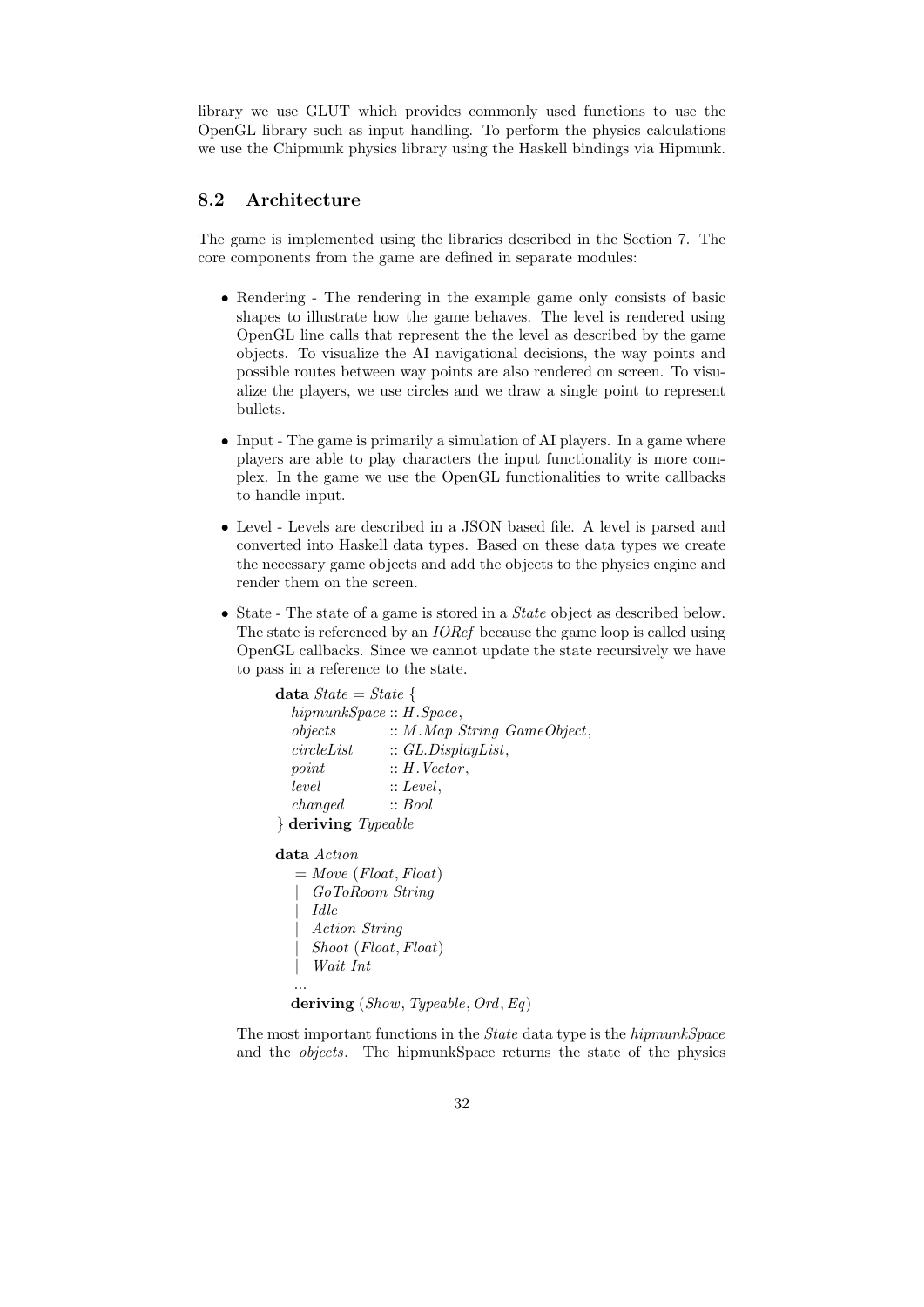library we use GLUT which provides commonly used functions to use the OpenGL library such as input handling. To perform the physics calculations we use the Chipmunk physics library using the Haskell bindings via Hipmunk.

## 8.2 Architecture

The game is implemented using the libraries described in the Section 7. The core components from the game are defined in separate modules:

- Rendering - The rendering in the example game only consists of basic shapes to illustrate how the game behaves. The level is rendered using OpenGL line calls that represent the the level as described by the game objects. To visualize the AI navigational decisions, the way points and possible routes between way points are also rendered on screen. To visualize the players, we use circles and we draw a single point to represent bullets.

- Input - The game is primarily a simulation of AI players. In a game where players are able to play characters the input functionality is more complex. In the game we use the OpenGL functionalities to write callbacks to handle input.

- Level - Levels are described in a JSON based file. A level is parsed and converted into Haskell data types. Based on these data types we create the necessary game objects and add the objects to the physics engine and render them on the screen.

- State - The state of a game is stored in a *State* object as described below. The state is referenced by an *IORef* because the game loop is called using OpenGL callbacks. Since we cannot update the state recursively we have to pass in a reference to the state.

```
data State = State {
  hipmunkSpace :: H.Space,
  objects      :: M.Map String GameObject,
  circleList   :: GL.DisplayList,
  point        :: H.Vector,
  level        :: Level,
  changed      :: Bool
} deriving Typeable

data Action
  = Move (Float, Float)
  | GoToRoom String
  | Idle
  | Action String
  | Shoot (Float, Float)
  | Wait Int
  ...
  deriving (Show, Typeable, Ord, Eq)
```

The most important functions in the *State* data type is the *hipmunkSpace* and the *objects*. The hipmunkSpace returns the state of the physics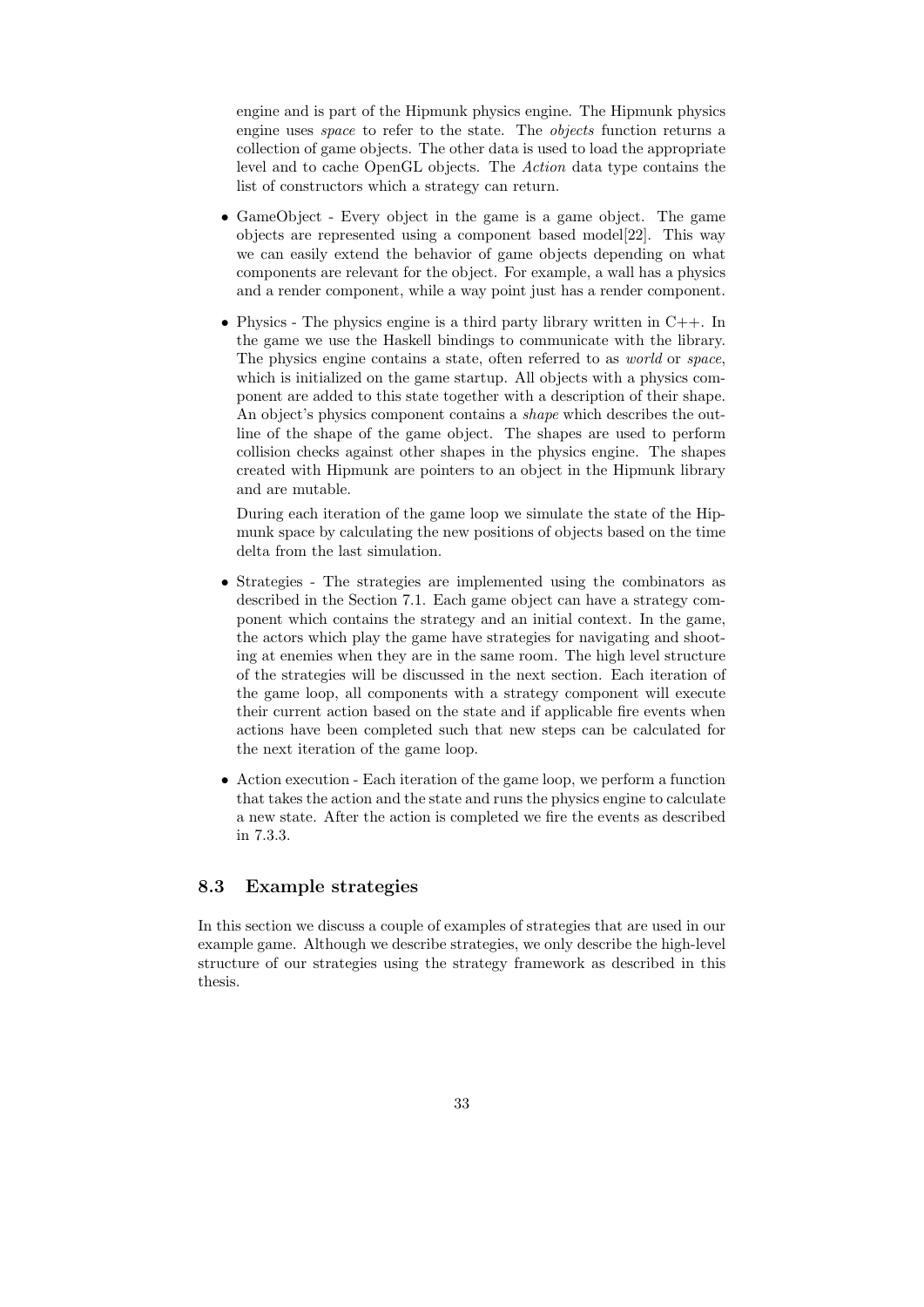engine and is part of the Hipmunk physics engine. The Hipmunk physics engine uses *space* to refer to the state. The *objects* function returns a collection of game objects. The other data is used to load the appropriate level and to cache OpenGL objects. The *Action* data type contains the list of constructors which a strategy can return.

- GameObject - Every object in the game is a game object. The game objects are represented using a component based model[22]. This way we can easily extend the behavior of game objects depending on what components are relevant for the object. For example, a wall has a physics and a render component, while a way point just has a render component.
- Physics - The physics engine is a third party library written in C++. In the game we use the Haskell bindings to communicate with the library. The physics engine contains a state, often referred to as *world* or *space*, which is initialized on the game startup. All objects with a physics component are added to this state together with a description of their shape. An object's physics component contains a *shape* which describes the outline of the shape of the game object. The shapes are used to perform collision checks against other shapes in the physics engine. The shapes created with Hipmunk are pointers to an object in the Hipmunk library and are mutable.

  During each iteration of the game loop we simulate the state of the Hipmunk space by calculating the new positions of objects based on the time delta from the last simulation.
- Strategies - The strategies are implemented using the combinators as described in the Section 7.1. Each game object can have a strategy component which contains the strategy and an initial context. In the game, the actors which play the game have strategies for navigating and shooting at enemies when they are in the same room. The high level structure of the strategies will be discussed in the next section. Each iteration of the game loop, all components with a strategy component will execute their current action based on the state and if applicable fire events when actions have been completed such that new steps can be calculated for the next iteration of the game loop.
- Action execution - Each iteration of the game loop, we perform a function that takes the action and the state and runs the physics engine to calculate a new state. After the action is completed we fire the events as described in 7.3.3.

## 8.3 Example strategies

In this section we discuss a couple of examples of strategies that are used in our example game. Although we describe strategies, we only describe the high-level structure of our strategies using the strategy framework as described in this thesis.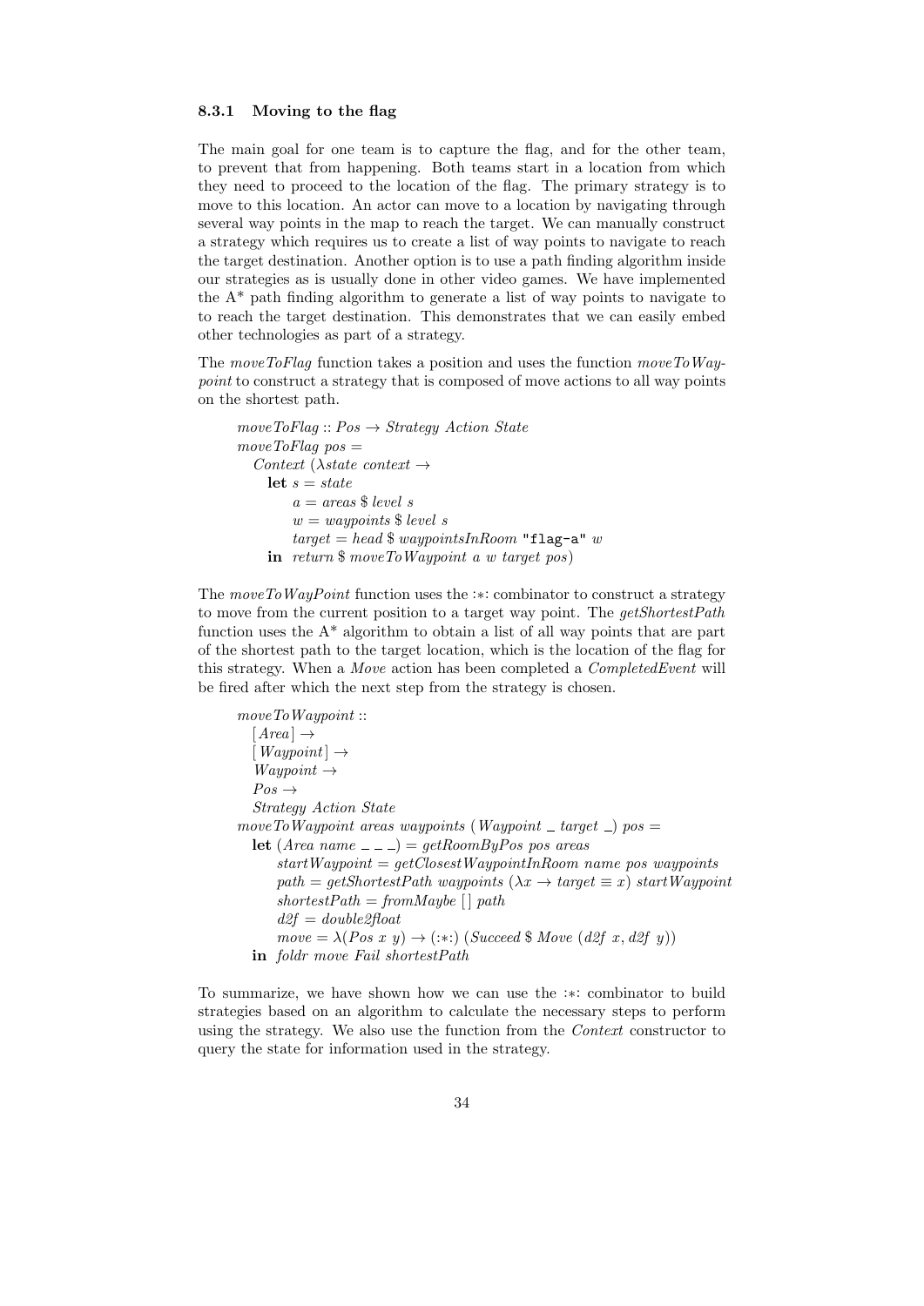### 8.3.1 Moving to the flag

The main goal for one team is to capture the flag, and for the other team, to prevent that from happening. Both teams start in a location from which they need to proceed to the location of the flag. The primary strategy is to move to this location. An actor can move to a location by navigating through several way points in the map to reach the target. We can manually construct a strategy which requires us to create a list of way points to navigate to reach the target destination. Another option is to use a path finding algorithm inside our strategies as is usually done in other video games. We have implemented the A* path finding algorithm to generate a list of way points to navigate to to reach the target destination. This demonstrates that we can easily embed other technologies as part of a strategy.

The *moveToFlag* function takes a position and uses the function *moveToWaypoint* to construct a strategy that is composed of move actions to all way points on the shortest path.

```
moveToFlag :: Pos → Strategy Action State
moveToFlag pos =
  Context (λstate context →
    let s = state
        a = areas $ level s
        w = waypoints $ level s
        target = head $ waypointsInRoom "flag-a" w
    in return $ moveToWaypoint a w target pos)
```

The *moveToWayPoint* function uses the :∗: combinator to construct a strategy to move from the current position to a target way point. The *getShortestPath* function uses the A* algorithm to obtain a list of all way points that are part of the shortest path to the target location, which is the location of the flag for this strategy. When a *Move* action has been completed a *CompletedEvent* will be fired after which the next step from the strategy is chosen.

```
moveToWaypoint ::
  [Area] →
  [Waypoint] →
  Waypoint →
  Pos →
  Strategy Action State
moveToWaypoint areas waypoints (Waypoint _ target _) pos =
  let (Area name _ _ _) = getRoomByPos pos areas
      startWaypoint = getClosestWaypointInRoom name pos waypoints
      path = getShortestPath waypoints (λx → target ≡ x) startWaypoint
      shortestPath = fromMaybe [] path
      d2f = double2float
      move = λ(Pos x y) → (:∗:) (Succeed $ Move (d2f x, d2f y))
  in foldr move Fail shortestPath
```

To summarize, we have shown how we can use the :∗: combinator to build strategies based on an algorithm to calculate the necessary steps to perform using the strategy. We also use the function from the *Context* constructor to query the state for information used in the strategy.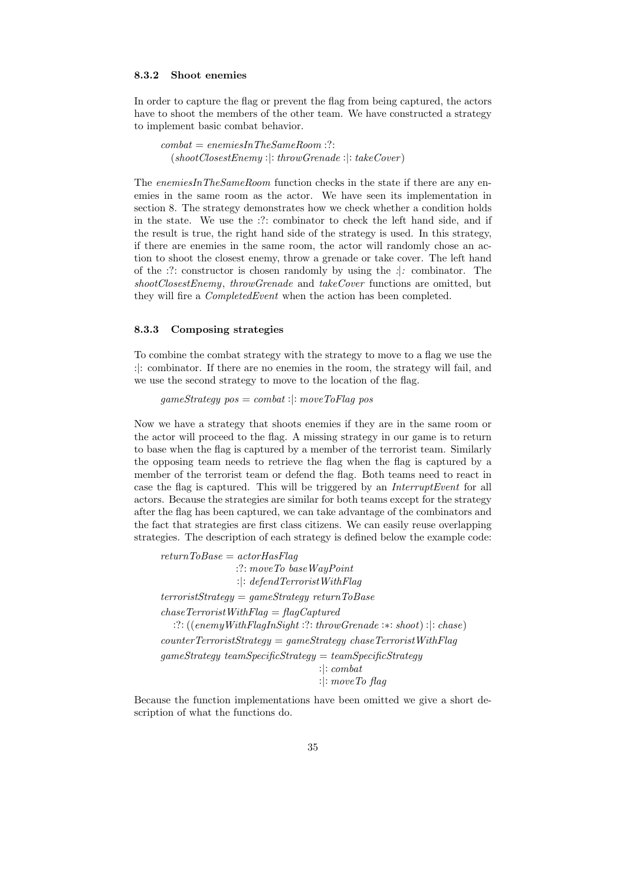### 8.3.2 Shoot enemies

In order to capture the flag or prevent the flag from being captured, the actors have to shoot the members of the other team. We have constructed a strategy to implement basic combat behavior.

```
combat = enemiesInTheSameRoom :?:
  (shootClosestEnemy :|: throwGrenade :|: takeCover)
```

The *enemiesInTheSameRoom* function checks in the state if there are any enemies in the same room as the actor. We have seen its implementation in section 8. The strategy demonstrates how we check whether a condition holds in the state. We use the :?: combinator to check the left hand side, and if the result is true, the right hand side of the strategy is used. In this strategy, if there are enemies in the same room, the actor will randomly chose an action to shoot the closest enemy, throw a grenade or take cover. The left hand of the :?: constructor is chosen randomly by using the :|: combinator. The *shootClosestEnemy*, *throwGrenade* and *takeCover* functions are omitted, but they will fire a *CompletedEvent* when the action has been completed.

### 8.3.3 Composing strategies

To combine the combat strategy with the strategy to move to a flag we use the :|: combinator. If there are no enemies in the room, the strategy will fail, and we use the second strategy to move to the location of the flag.

```
gameStrategy pos = combat :|: moveToFlag pos
```

Now we have a strategy that shoots enemies if they are in the same room or the actor will proceed to the flag. A missing strategy in our game is to return to base when the flag is captured by a member of the terrorist team. Similarly the opposing team needs to retrieve the flag when the flag is captured by a member of the terrorist team or defend the flag. Both teams need to react in case the flag is captured. This will be triggered by an *InterruptEvent* for all actors. Because the strategies are similar for both teams except for the strategy after the flag has been captured, we can take advantage of the combinators and the fact that strategies are first class citizens. We can easily reuse overlapping strategies. The description of each strategy is defined below the example code:

```
returnToBase = actorHasFlag
                 :?: moveTo baseWayPoint
                 :|: defendTerroristWithFlag
terroristStrategy = gameStrategy returnToBase
chaseTerroristWithFlag = flagCaptured
   :?: ((enemyWithFlagInSight :?: throwGrenade :*: shoot) :|: chase)
counterTerroristStrategy = gameStrategy chaseTerroristWithFlag
gameStrategy teamSpecificStrategy = teamSpecificStrategy
                                     :|: combat
                                     :|: moveTo flag
```

Because the function implementations have been omitted we give a short description of what the functions do.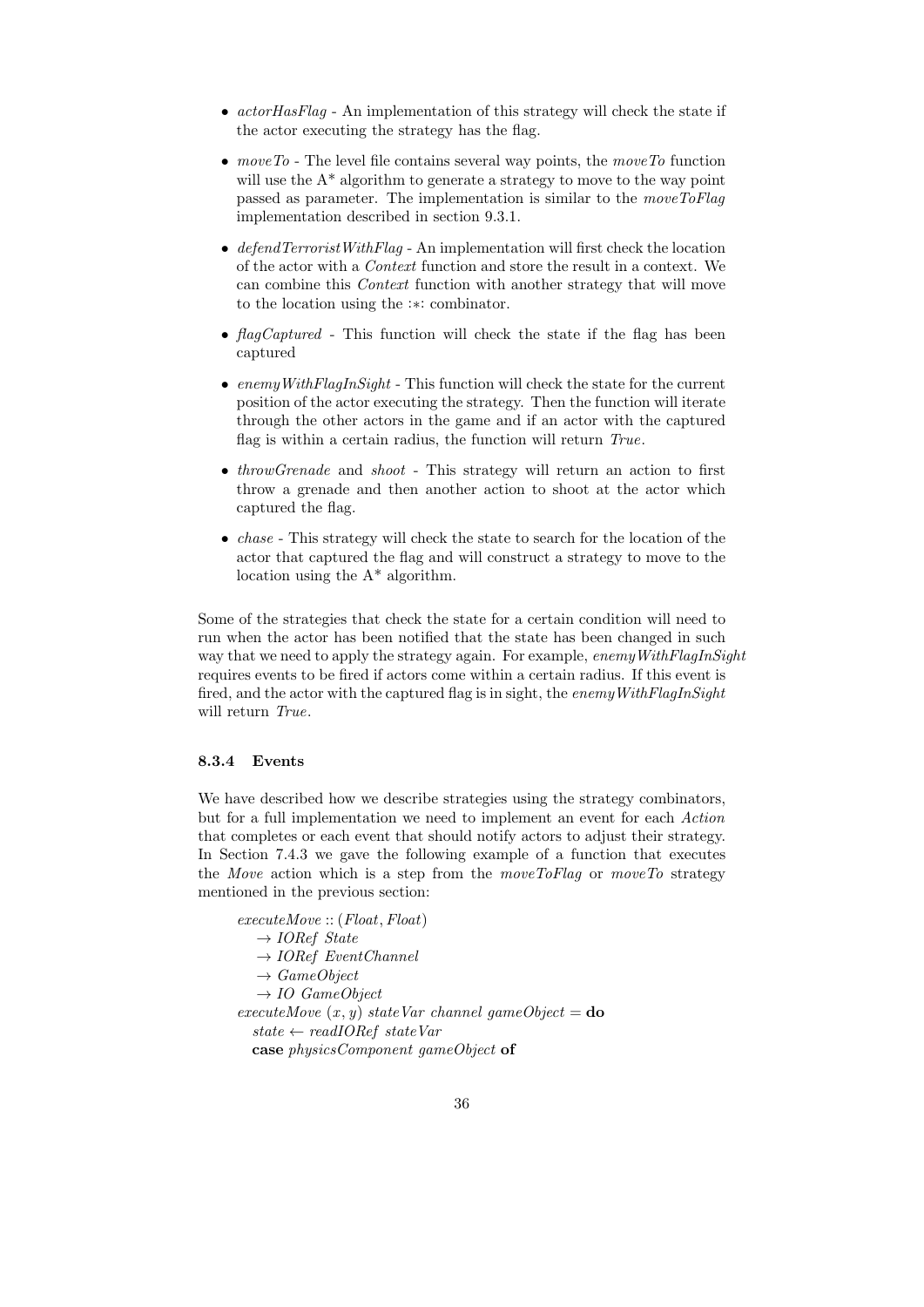- *actorHasFlag* - An implementation of this strategy will check the state if the actor executing the strategy has the flag.

- *moveTo* - The level file contains several way points, the *moveTo* function will use the A* algorithm to generate a strategy to move to the way point passed as parameter. The implementation is similar to the *moveToFlag* implementation described in section 9.3.1.

- *defendTerroristWithFlag* - An implementation will first check the location of the actor with a *Context* function and store the result in a context. We can combine this *Context* function with another strategy that will move to the location using the :*: combinator.

- *flagCaptured* - This function will check the state if the flag has been captured

- *enemyWithFlagInSight* - This function will check the state for the current position of the actor executing the strategy. Then the function will iterate through the other actors in the game and if an actor with the captured flag is within a certain radius, the function will return *True*.

- *throwGrenade* and *shoot* - This strategy will return an action to first throw a grenade and then another action to shoot at the actor which captured the flag.

- *chase* - This strategy will check the state to search for the location of the actor that captured the flag and will construct a strategy to move to the location using the A* algorithm.

Some of the strategies that check the state for a certain condition will need to run when the actor has been notified that the state has been changed in such way that we need to apply the strategy again. For example, *enemyWithFlagInSight* requires events to be fired if actors come within a certain radius. If this event is fired, and the actor with the captured flag is in sight, the *enemyWithFlagInSight* will return *True*.

### 8.3.4 Events

We have described how we describe strategies using the strategy combinators, but for a full implementation we need to implement an event for each *Action* that completes or each event that should notify actors to adjust their strategy. In Section 7.4.3 we gave the following example of a function that executes the *Move* action which is a step from the *moveToFlag* or *moveTo* strategy mentioned in the previous section:

```
executeMove :: (Float, Float)
  → IORef State
  → IORef EventChannel
  → GameObject
  → IO GameObject
executeMove (x, y) stateVar channel gameObject = do
  state ← readIORef stateVar
  case physicsComponent gameObject of
```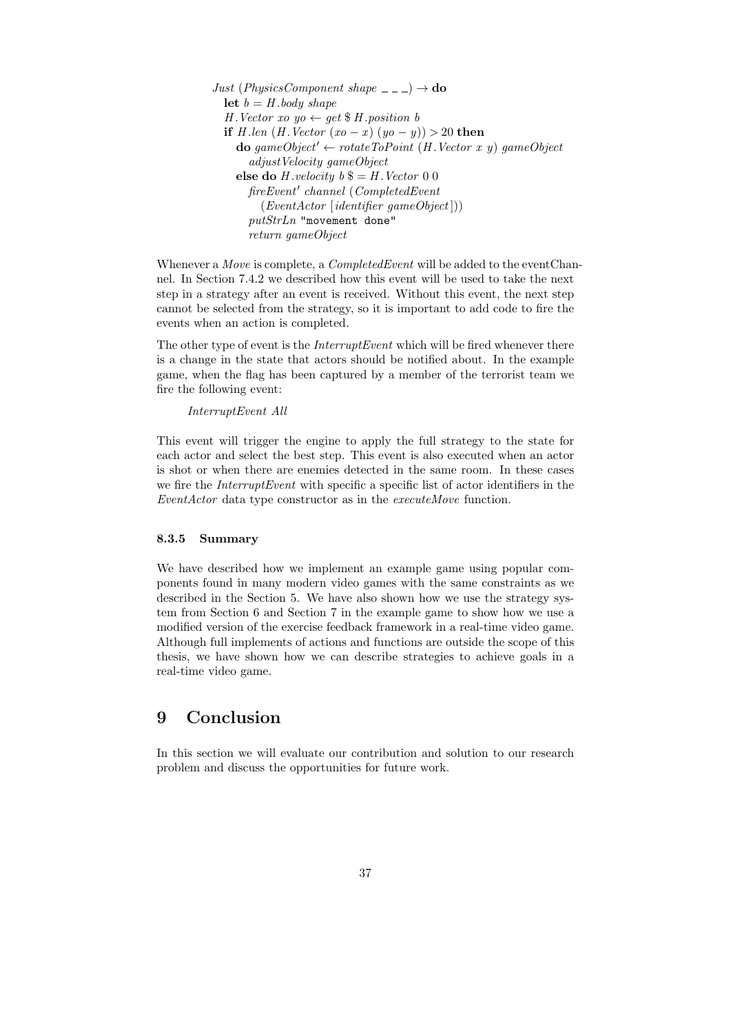```
Just (PhysicsComponent shape _ _ _) → do
  let b = H.body shape
  H.Vector xo yo ← get $ H.position b
  if H.len (H.Vector (xo − x) (yo − y)) > 20 then
    do gameObject' ← rotateToPoint (H.Vector x y) gameObject
       adjustVelocity gameObject
    else do H.velocity b $= H.Vector 0 0
       fireEvent' channel (CompletedEvent
         (EventActor [identifier gameObject]))
       putStrLn "movement done"
       return gameObject
```

Whenever a *Move* is complete, a *CompletedEvent* will be added to the eventChannel. In Section 7.4.2 we described how this event will be used to take the next step in a strategy after an event is received. Without this event, the next step cannot be selected from the strategy, so it is important to add code to fire the events when an action is completed.

The other type of event is the *InterruptEvent* which will be fired whenever there is a change in the state that actors should be notified about. In the example game, when the flag has been captured by a member of the terrorist team we fire the following event:

```
InterruptEvent All
```

This event will trigger the engine to apply the full strategy to the state for each actor and select the best step. This event is also executed when an actor is shot or when there are enemies detected in the same room. In these cases we fire the *InterruptEvent* with specific a specific list of actor identifiers in the *EventActor* data type constructor as in the *executeMove* function.

### 8.3.5 Summary

We have described how we implement an example game using popular components found in many modern video games with the same constraints as we described in the Section 5. We have also shown how we use the strategy system from Section 6 and Section 7 in the example game to show how we use a modified version of the exercise feedback framework in a real-time video game. Although full implements of actions and functions are outside the scope of this thesis, we have shown how we can describe strategies to achieve goals in a real-time video game.

# 9 Conclusion

In this section we will evaluate our contribution and solution to our research problem and discuss the opportunities for future work.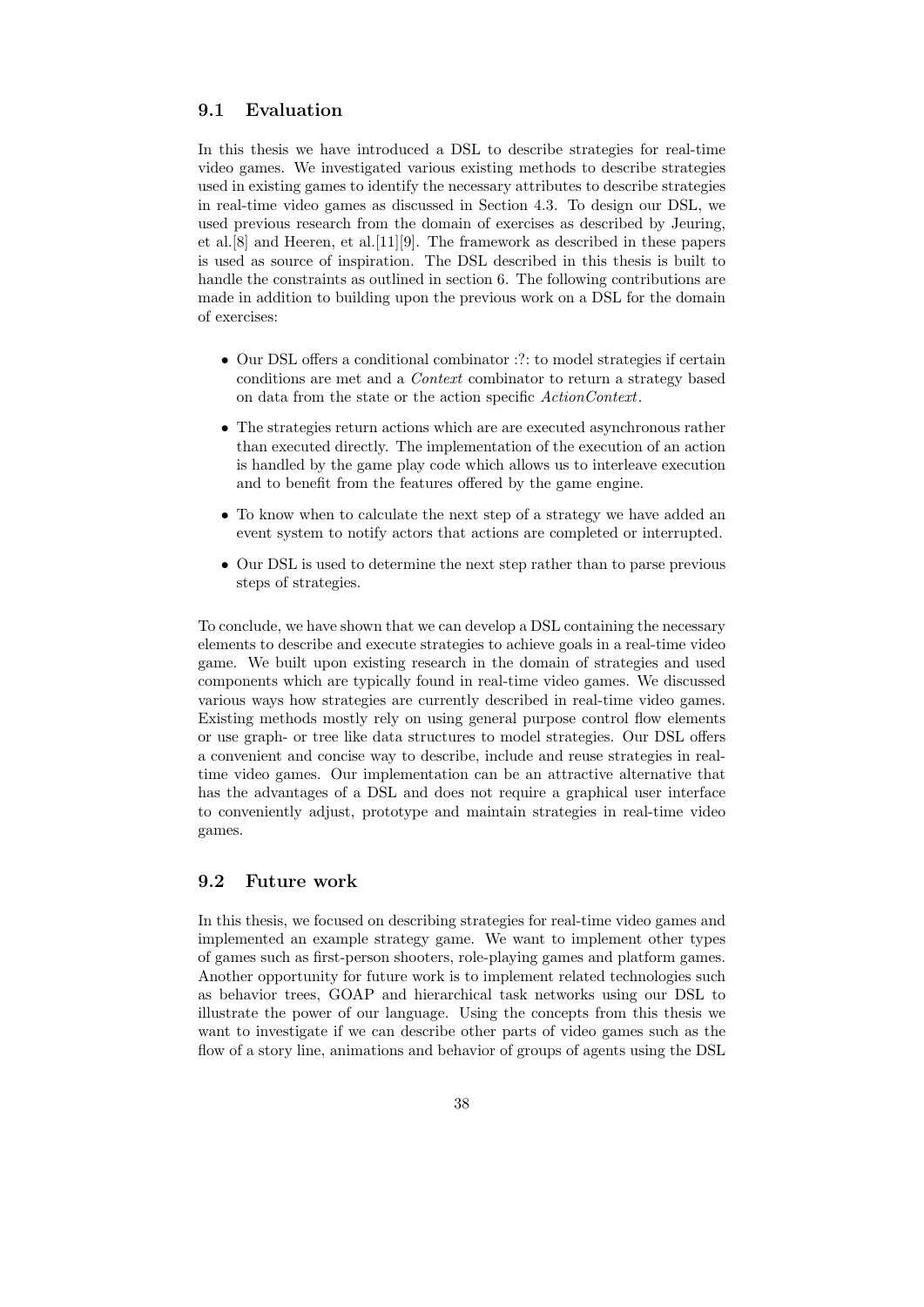## 9.1 Evaluation

In this thesis we have introduced a DSL to describe strategies for real-time video games. We investigated various existing methods to describe strategies used in existing games to identify the necessary attributes to describe strategies in real-time video games as discussed in Section 4.3. To design our DSL, we used previous research from the domain of exercises as described by Jeuring, et al.[8] and Heeren, et al.[11][9]. The framework as described in these papers is used as source of inspiration. The DSL described in this thesis is built to handle the constraints as outlined in section 6. The following contributions are made in addition to building upon the previous work on a DSL for the domain of exercises:

- Our DSL offers a conditional combinator :?: to model strategies if certain conditions are met and a *Context* combinator to return a strategy based on data from the state or the action specific *ActionContext*.
- The strategies return actions which are are executed asynchronous rather than executed directly. The implementation of the execution of an action is handled by the game play code which allows us to interleave execution and to benefit from the features offered by the game engine.
- To know when to calculate the next step of a strategy we have added an event system to notify actors that actions are completed or interrupted.
- Our DSL is used to determine the next step rather than to parse previous steps of strategies.

To conclude, we have shown that we can develop a DSL containing the necessary elements to describe and execute strategies to achieve goals in a real-time video game. We built upon existing research in the domain of strategies and used components which are typically found in real-time video games. We discussed various ways how strategies are currently described in real-time video games. Existing methods mostly rely on using general purpose control flow elements or use graph- or tree like data structures to model strategies. Our DSL offers a convenient and concise way to describe, include and reuse strategies in real-time video games. Our implementation can be an attractive alternative that has the advantages of a DSL and does not require a graphical user interface to conveniently adjust, prototype and maintain strategies in real-time video games.

## 9.2 Future work

In this thesis, we focused on describing strategies for real-time video games and implemented an example strategy game. We want to implement other types of games such as first-person shooters, role-playing games and platform games. Another opportunity for future work is to implement related technologies such as behavior trees, GOAP and hierarchical task networks using our DSL to illustrate the power of our language. Using the concepts from this thesis we want to investigate if we can describe other parts of video games such as the flow of a story line, animations and behavior of groups of agents using the DSL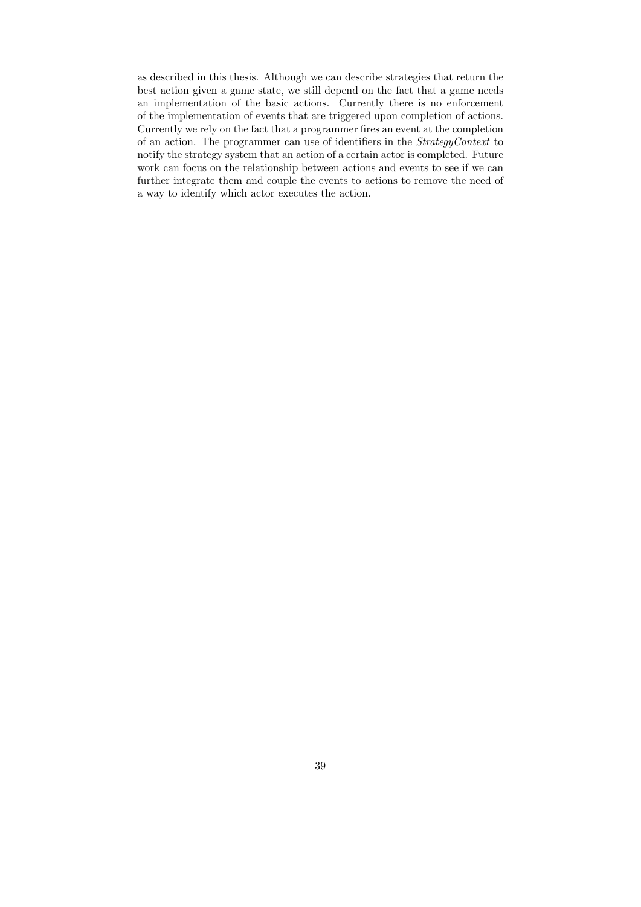as described in this thesis. Although we can describe strategies that return the best action given a game state, we still depend on the fact that a game needs an implementation of the basic actions. Currently there is no enforcement of the implementation of events that are triggered upon completion of actions. Currently we rely on the fact that a programmer fires an event at the completion of an action. The programmer can use of identifiers in the *StrategyContext* to notify the strategy system that an action of a certain actor is completed. Future work can focus on the relationship between actions and events to see if we can further integrate them and couple the events to actions to remove the need of a way to identify which actor executes the action.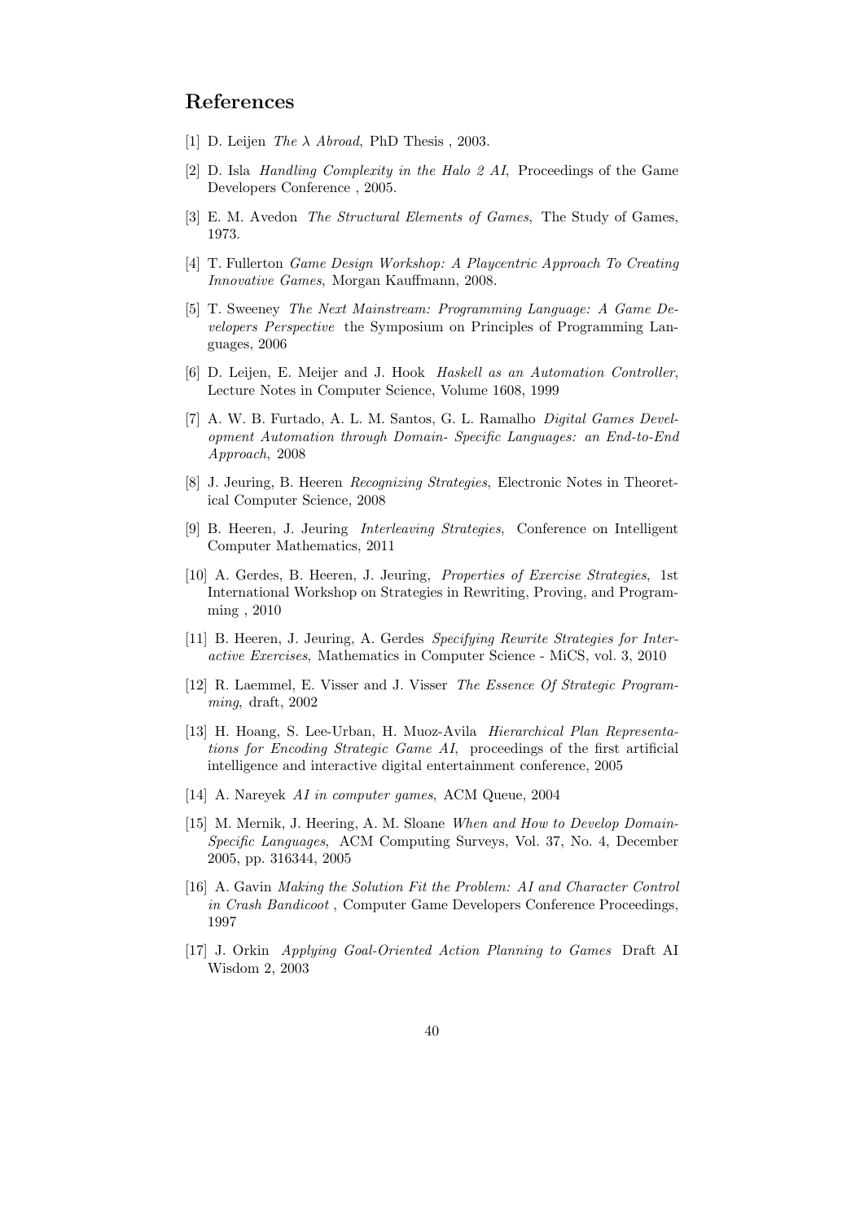## References

[1] D. Leijen *The λ Abroad*, PhD Thesis , 2003.

[2] D. Isla *Handling Complexity in the Halo 2 AI*, Proceedings of the Game Developers Conference , 2005.

[3] E. M. Avedon *The Structural Elements of Games*, The Study of Games, 1973.

[4] T. Fullerton *Game Design Workshop: A Playcentric Approach To Creating Innovative Games*, Morgan Kauffmann, 2008.

[5] T. Sweeney *The Next Mainstream: Programming Language: A Game Developers Perspective* the Symposium on Principles of Programming Languages, 2006

[6] D. Leijen, E. Meijer and J. Hook *Haskell as an Automation Controller*, Lecture Notes in Computer Science, Volume 1608, 1999

[7] A. W. B. Furtado, A. L. M. Santos, G. L. Ramalho *Digital Games Development Automation through Domain- Specific Languages: an End-to-End Approach*, 2008

[8] J. Jeuring, B. Heeren *Recognizing Strategies*, Electronic Notes in Theoretical Computer Science, 2008

[9] B. Heeren, J. Jeuring *Interleaving Strategies*, Conference on Intelligent Computer Mathematics, 2011

[10] A. Gerdes, B. Heeren, J. Jeuring, *Properties of Exercise Strategies*, 1st International Workshop on Strategies in Rewriting, Proving, and Programming , 2010

[11] B. Heeren, J. Jeuring, A. Gerdes *Specifying Rewrite Strategies for Interactive Exercises*, Mathematics in Computer Science - MiCS, vol. 3, 2010

[12] R. Laemmel, E. Visser and J. Visser *The Essence Of Strategic Programming*, draft, 2002

[13] H. Hoang, S. Lee-Urban, H. Muoz-Avila *Hierarchical Plan Representations for Encoding Strategic Game AI*, proceedings of the first artificial intelligence and interactive digital entertainment conference, 2005

[14] A. Nareyek *AI in computer games*, ACM Queue, 2004

[15] M. Mernik, J. Heering, A. M. Sloane *When and How to Develop Domain-Specific Languages*, ACM Computing Surveys, Vol. 37, No. 4, December 2005, pp. 316344, 2005

[16] A. Gavin *Making the Solution Fit the Problem: AI and Character Control in Crash Bandicoot* , Computer Game Developers Conference Proceedings, 1997

[17] J. Orkin *Applying Goal-Oriented Action Planning to Games* Draft AI Wisdom 2, 2003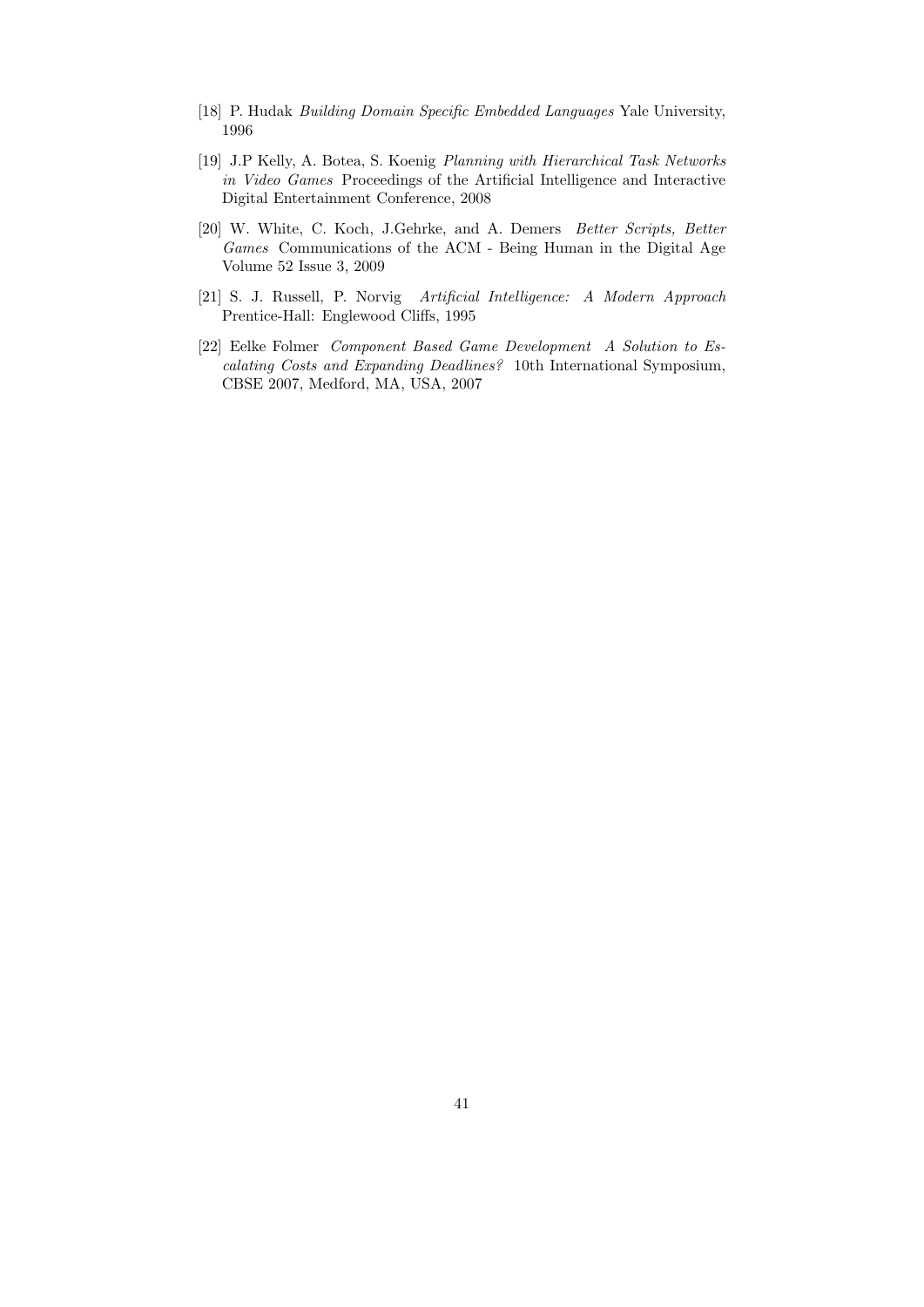[18] P. Hudak *Building Domain Specific Embedded Languages* Yale University, 1996

[19] J.P Kelly, A. Botea, S. Koenig *Planning with Hierarchical Task Networks in Video Games* Proceedings of the Artificial Intelligence and Interactive Digital Entertainment Conference, 2008

[20] W. White, C. Koch, J.Gehrke, and A. Demers *Better Scripts, Better Games* Communications of the ACM - Being Human in the Digital Age Volume 52 Issue 3, 2009

[21] S. J. Russell, P. Norvig *Artificial Intelligence: A Modern Approach* Prentice-Hall: Englewood Cliffs, 1995

[22] Eelke Folmer *Component Based Game Development A Solution to Escalating Costs and Expanding Deadlines?* 10th International Symposium, CBSE 2007, Medford, MA, USA, 2007